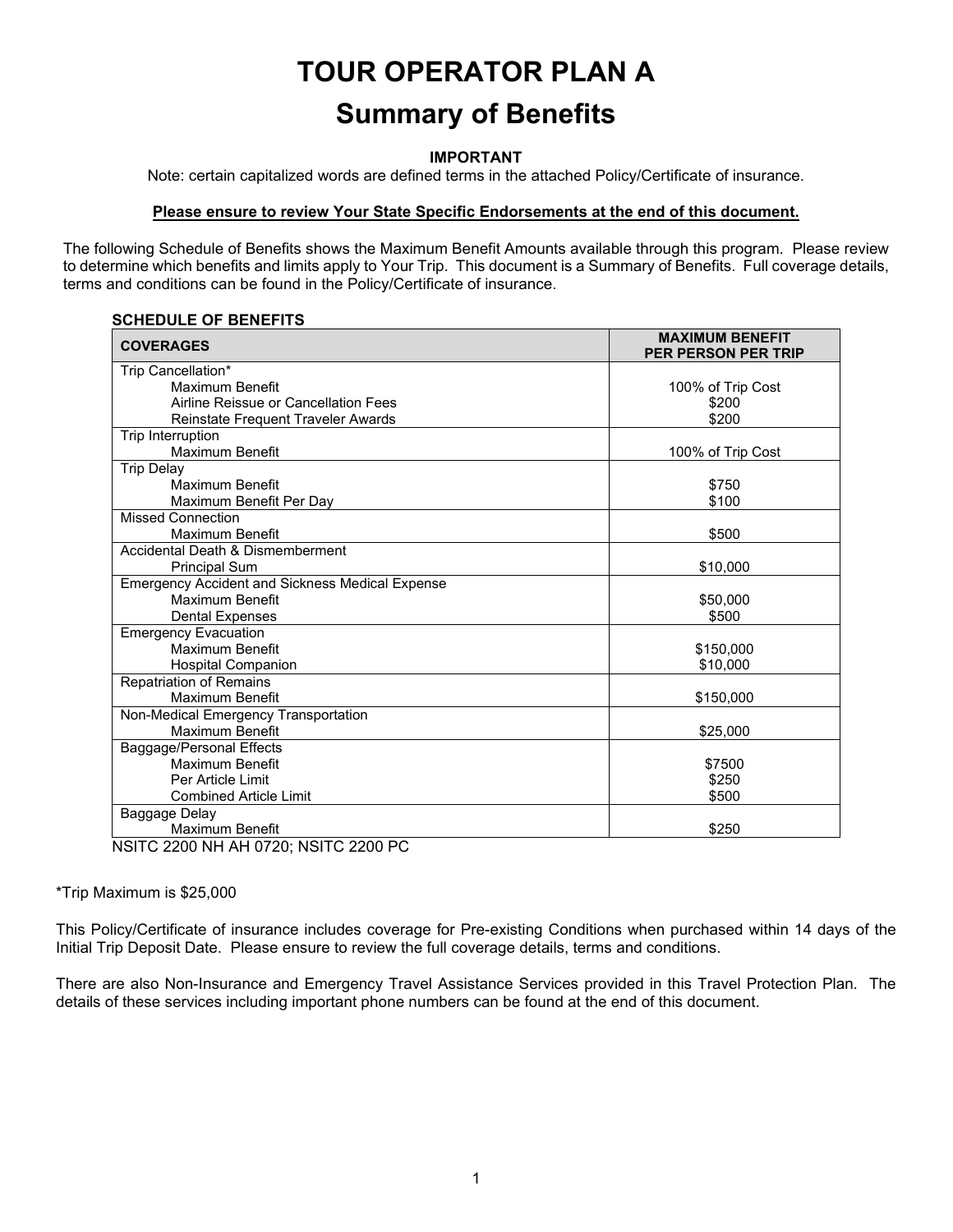# TOUR OPERATOR PLAN A

## Summary of Benefits

**IMPORTANT**

Note: certain capitalized words are defined terms in the attached Policy/Certificate of insurance.

**Please ensure to review Your State Specific Endorsements at the end of this document.**

The following Schedule of Benefits shows the Maximum Benefit Amounts available through this program. Please review to determine which benefits and limits apply to Your Trip. This document is a Summary of Benefits. Full coverage details, terms and conditions can be found in the Policy/Certificate of insurance.

**SCHEDULE OF BENEFITS**

| COVERAGES | MAXIMUM BENEFIT PER PERSON PER TRIP |
|---|---|
| Trip Cancellation* | |
| Maximum Benefit | 100% of Trip Cost |
| Airline Reissue or Cancellation Fees | $200 |
| Reinstate Frequent Traveler Awards | $200 |
| Trip Interruption | |
| Maximum Benefit | 100% of Trip Cost |
| Trip Delay | |
| Maximum Benefit | $750 |
| Maximum Benefit Per Day | $100 |
| Missed Connection | |
| Maximum Benefit | $500 |
| Accidental Death & Dismemberment | |
| Principal Sum | $10,000 |
| Emergency Accident and Sickness Medical Expense | |
| Maximum Benefit | $50,000 |
| Dental Expenses | $500 |
| Emergency Evacuation | |
| Maximum Benefit | $150,000 |
| Hospital Companion | $10,000 |
| Repatriation of Remains | |
| Maximum Benefit | $150,000 |
| Non-Medical Emergency Transportation | |
| Maximum Benefit | $25,000 |
| Baggage/Personal Effects | |
| Maximum Benefit | $7500 |
| Per Article Limit | $250 |
| Combined Article Limit | $500 |
| Baggage Delay | |
| Maximum Benefit | $250 |

NSITC 2200 NH AH 0720; NSITC 2200 PC

*Trip Maximum is $25,000

This Policy/Certificate of insurance includes coverage for Pre-existing Conditions when purchased within 14 days of the Initial Trip Deposit Date. Please ensure to review the full coverage details, terms and conditions.

There are also Non-Insurance and Emergency Travel Assistance Services provided in this Travel Protection Plan. The details of these services including important phone numbers can be found at the end of this document.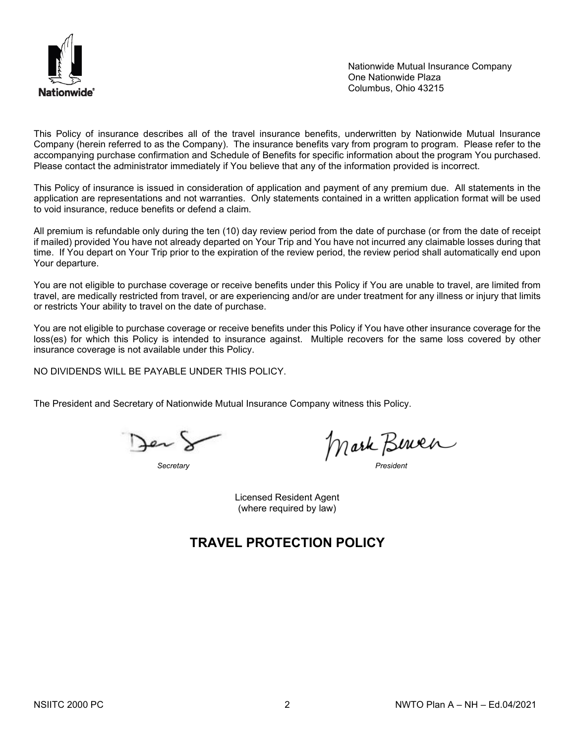Nationwide Mutual Insurance Company
One Nationwide Plaza
Columbus, Ohio 43215

This Policy of insurance describes all of the travel insurance benefits, underwritten by Nationwide Mutual Insurance Company (herein referred to as the Company). The insurance benefits vary from program to program. Please refer to the accompanying purchase confirmation and Schedule of Benefits for specific information about the program You purchased. Please contact the administrator immediately if You believe that any of the information provided is incorrect.

This Policy of insurance is issued in consideration of application and payment of any premium due. All statements in the application are representations and not warranties. Only statements contained in a written application format will be used to void insurance, reduce benefits or defend a claim.

All premium is refundable only during the ten (10) day review period from the date of purchase (or from the date of receipt if mailed) provided You have not already departed on Your Trip and You have not incurred any claimable losses during that time. If You depart on Your Trip prior to the expiration of the review period, the review period shall automatically end upon Your departure.

You are not eligible to purchase coverage or receive benefits under this Policy if You are unable to travel, are limited from travel, are medically restricted from travel, or are experiencing and/or are under treatment for any illness or injury that limits or restricts Your ability to travel on the date of purchase.

You are not eligible to purchase coverage or receive benefits under this Policy if You have other insurance coverage for the loss(es) for which this Policy is intended to insurance against. Multiple recovers for the same loss covered by other insurance coverage is not available under this Policy.

NO DIVIDENDS WILL BE PAYABLE UNDER THIS POLICY.

The President and Secretary of Nationwide Mutual Insurance Company witness this Policy.

*Secretary* *President*

Licensed Resident Agent
(where required by law)

# TRAVEL PROTECTION POLICY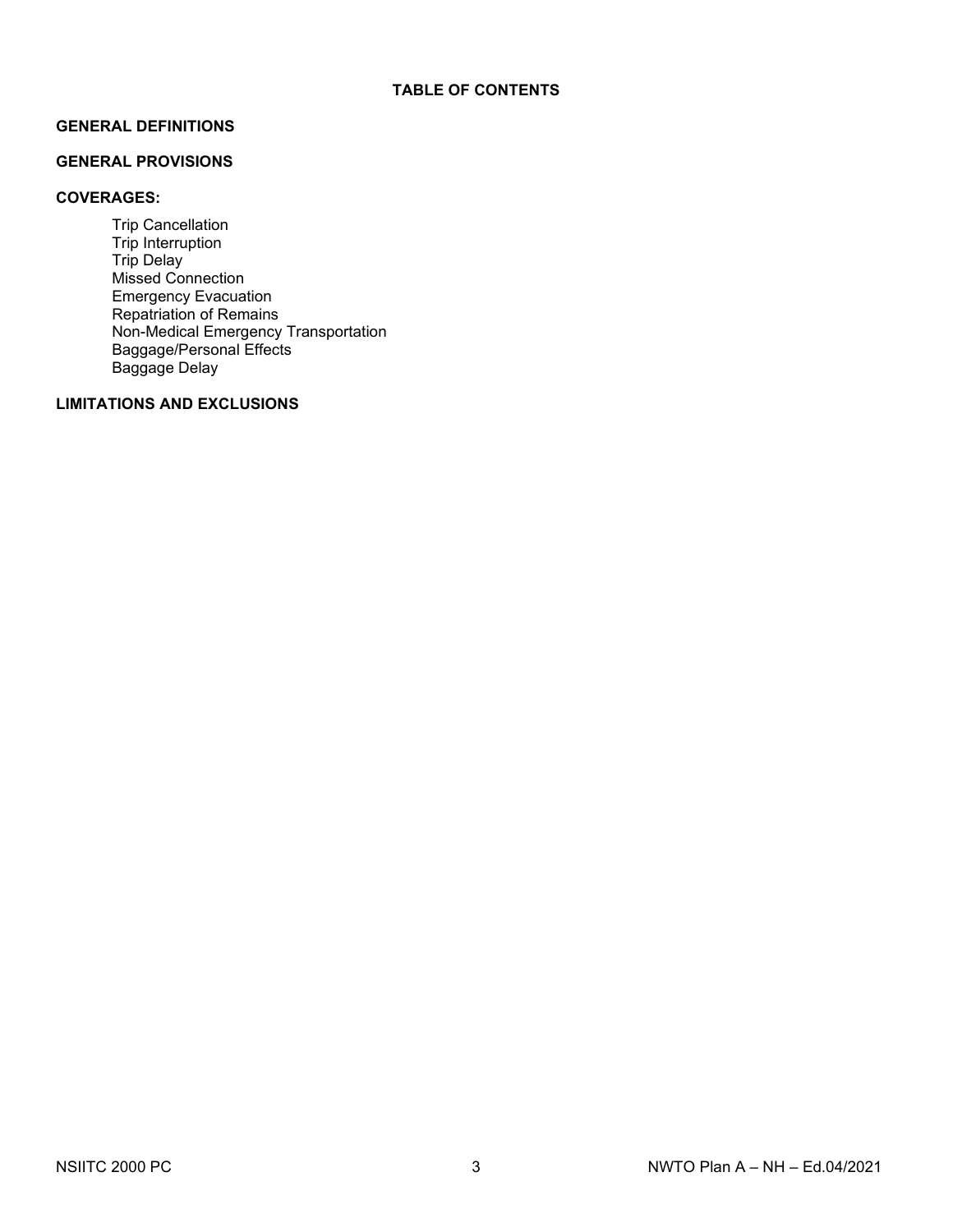# TABLE OF CONTENTS

**GENERAL DEFINITIONS**

**GENERAL PROVISIONS**

**COVERAGES:**

- Trip Cancellation
- Trip Interruption
- Trip Delay
- Missed Connection
- Emergency Evacuation
- Repatriation of Remains
- Non-Medical Emergency Transportation
- Baggage/Personal Effects
- Baggage Delay

**LIMITATIONS AND EXCLUSIONS**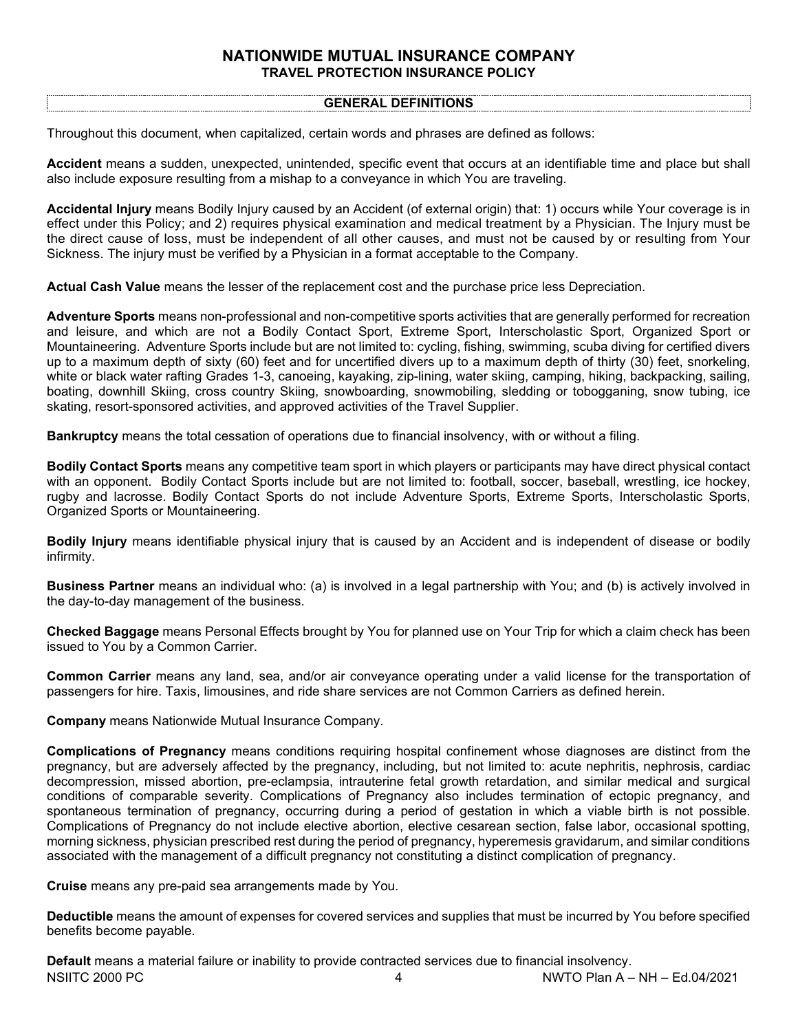## NATIONWIDE MUTUAL INSURANCE COMPANY
### TRAVEL PROTECTION INSURANCE POLICY

### GENERAL DEFINITIONS

Throughout this document, when capitalized, certain words and phrases are defined as follows:

**Accident** means a sudden, unexpected, unintended, specific event that occurs at an identifiable time and place but shall also include exposure resulting from a mishap to a conveyance in which You are traveling.

**Accidental Injury** means Bodily Injury caused by an Accident (of external origin) that: 1) occurs while Your coverage is in effect under this Policy; and 2) requires physical examination and medical treatment by a Physician. The Injury must be the direct cause of loss, must be independent of all other causes, and must not be caused by or resulting from Your Sickness. The injury must be verified by a Physician in a format acceptable to the Company.

**Actual Cash Value** means the lesser of the replacement cost and the purchase price less Depreciation.

**Adventure Sports** means non-professional and non-competitive sports activities that are generally performed for recreation and leisure, and which are not a Bodily Contact Sport, Extreme Sport, Interscholastic Sport, Organized Sport or Mountaineering. Adventure Sports include but are not limited to: cycling, fishing, swimming, scuba diving for certified divers up to a maximum depth of sixty (60) feet and for uncertified divers up to a maximum depth of thirty (30) feet, snorkeling, white or black water rafting Grades 1-3, canoeing, kayaking, zip-lining, water skiing, camping, hiking, backpacking, sailing, boating, downhill Skiing, cross country Skiing, snowboarding, snowmobiling, sledding or tobogganing, snow tubing, ice skating, resort-sponsored activities, and approved activities of the Travel Supplier.

**Bankruptcy** means the total cessation of operations due to financial insolvency, with or without a filing.

**Bodily Contact Sports** means any competitive team sport in which players or participants may have direct physical contact with an opponent. Bodily Contact Sports include but are not limited to: football, soccer, baseball, wrestling, ice hockey, rugby and lacrosse. Bodily Contact Sports do not include Adventure Sports, Extreme Sports, Interscholastic Sports, Organized Sports or Mountaineering.

**Bodily Injury** means identifiable physical injury that is caused by an Accident and is independent of disease or bodily infirmity.

**Business Partner** means an individual who: (a) is involved in a legal partnership with You; and (b) is actively involved in the day-to-day management of the business.

**Checked Baggage** means Personal Effects brought by You for planned use on Your Trip for which a claim check has been issued to You by a Common Carrier.

**Common Carrier** means any land, sea, and/or air conveyance operating under a valid license for the transportation of passengers for hire. Taxis, limousines, and ride share services are not Common Carriers as defined herein.

**Company** means Nationwide Mutual Insurance Company.

**Complications of Pregnancy** means conditions requiring hospital confinement whose diagnoses are distinct from the pregnancy, but are adversely affected by the pregnancy, including, but not limited to: acute nephritis, nephrosis, cardiac decompression, missed abortion, pre-eclampsia, intrauterine fetal growth retardation, and similar medical and surgical conditions of comparable severity. Complications of Pregnancy also includes termination of ectopic pregnancy, and spontaneous termination of pregnancy, occurring during a period of gestation in which a viable birth is not possible. Complications of Pregnancy do not include elective abortion, elective cesarean section, false labor, occasional spotting, morning sickness, physician prescribed rest during the period of pregnancy, hyperemesis gravidarum, and similar conditions associated with the management of a difficult pregnancy not constituting a distinct complication of pregnancy.

**Cruise** means any pre-paid sea arrangements made by You.

**Deductible** means the amount of expenses for covered services and supplies that must be incurred by You before specified benefits become payable.

**Default** means a material failure or inability to provide contracted services due to financial insolvency.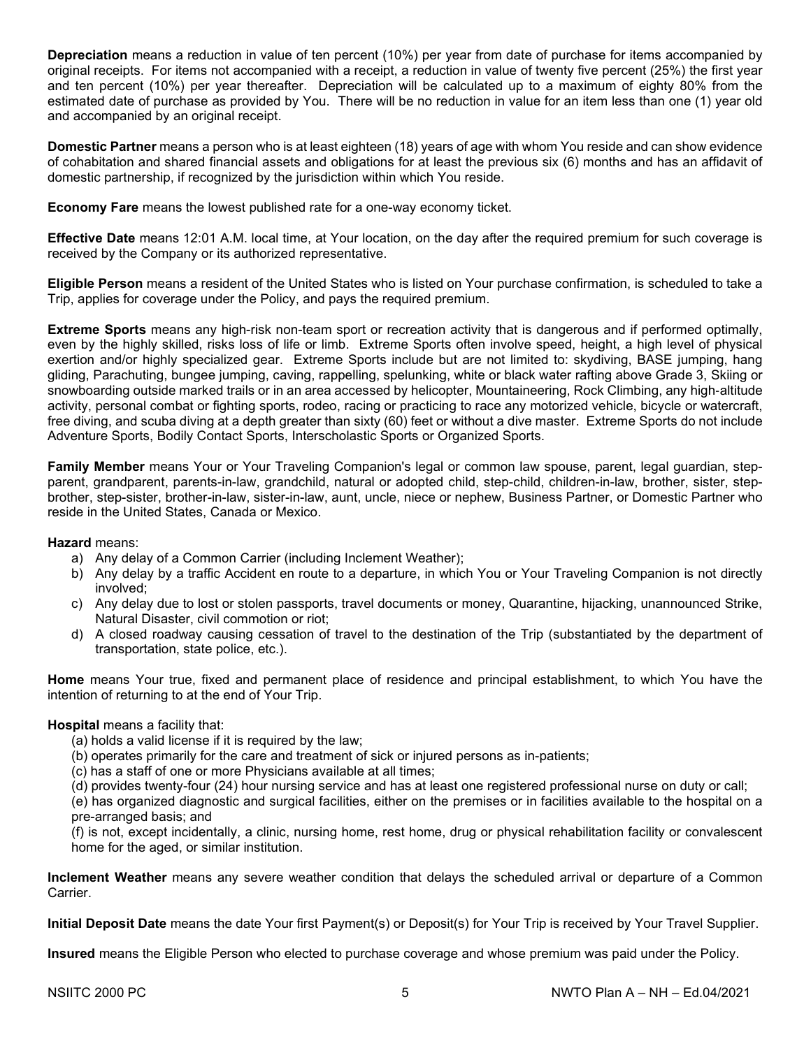**Depreciation** means a reduction in value of ten percent (10%) per year from date of purchase for items accompanied by original receipts. For items not accompanied with a receipt, a reduction in value of twenty five percent (25%) the first year and ten percent (10%) per year thereafter. Depreciation will be calculated up to a maximum of eighty 80% from the estimated date of purchase as provided by You. There will be no reduction in value for an item less than one (1) year old and accompanied by an original receipt.

**Domestic Partner** means a person who is at least eighteen (18) years of age with whom You reside and can show evidence of cohabitation and shared financial assets and obligations for at least the previous six (6) months and has an affidavit of domestic partnership, if recognized by the jurisdiction within which You reside.

**Economy Fare** means the lowest published rate for a one-way economy ticket.

**Effective Date** means 12:01 A.M. local time, at Your location, on the day after the required premium for such coverage is received by the Company or its authorized representative.

**Eligible Person** means a resident of the United States who is listed on Your purchase confirmation, is scheduled to take a Trip, applies for coverage under the Policy, and pays the required premium.

**Extreme Sports** means any high-risk non-team sport or recreation activity that is dangerous and if performed optimally, even by the highly skilled, risks loss of life or limb. Extreme Sports often involve speed, height, a high level of physical exertion and/or highly specialized gear. Extreme Sports include but are not limited to: skydiving, BASE jumping, hang gliding, Parachuting, bungee jumping, caving, rappelling, spelunking, white or black water rafting above Grade 3, Skiing or snowboarding outside marked trails or in an area accessed by helicopter, Mountaineering, Rock Climbing, any high-altitude activity, personal combat or fighting sports, rodeo, racing or practicing to race any motorized vehicle, bicycle or watercraft, free diving, and scuba diving at a depth greater than sixty (60) feet or without a dive master. Extreme Sports do not include Adventure Sports, Bodily Contact Sports, Interscholastic Sports or Organized Sports.

**Family Member** means Your or Your Traveling Companion's legal or common law spouse, parent, legal guardian, step-parent, grandparent, parents-in-law, grandchild, natural or adopted child, step-child, children-in-law, brother, sister, step-brother, step-sister, brother-in-law, sister-in-law, aunt, uncle, niece or nephew, Business Partner, or Domestic Partner who reside in the United States, Canada or Mexico.

**Hazard** means:

a) Any delay of a Common Carrier (including Inclement Weather);
b) Any delay by a traffic Accident en route to a departure, in which You or Your Traveling Companion is not directly involved;
c) Any delay due to lost or stolen passports, travel documents or money, Quarantine, hijacking, unannounced Strike, Natural Disaster, civil commotion or riot;
d) A closed roadway causing cessation of travel to the destination of the Trip (substantiated by the department of transportation, state police, etc.).

**Home** means Your true, fixed and permanent place of residence and principal establishment, to which You have the intention of returning to at the end of Your Trip.

**Hospital** means a facility that:

(a) holds a valid license if it is required by the law;
(b) operates primarily for the care and treatment of sick or injured persons as in-patients;
(c) has a staff of one or more Physicians available at all times;
(d) provides twenty-four (24) hour nursing service and has at least one registered professional nurse on duty or call;
(e) has organized diagnostic and surgical facilities, either on the premises or in facilities available to the hospital on a pre-arranged basis; and
(f) is not, except incidentally, a clinic, nursing home, rest home, drug or physical rehabilitation facility or convalescent home for the aged, or similar institution.

**Inclement Weather** means any severe weather condition that delays the scheduled arrival or departure of a Common Carrier.

**Initial Deposit Date** means the date Your first Payment(s) or Deposit(s) for Your Trip is received by Your Travel Supplier.

**Insured** means the Eligible Person who elected to purchase coverage and whose premium was paid under the Policy.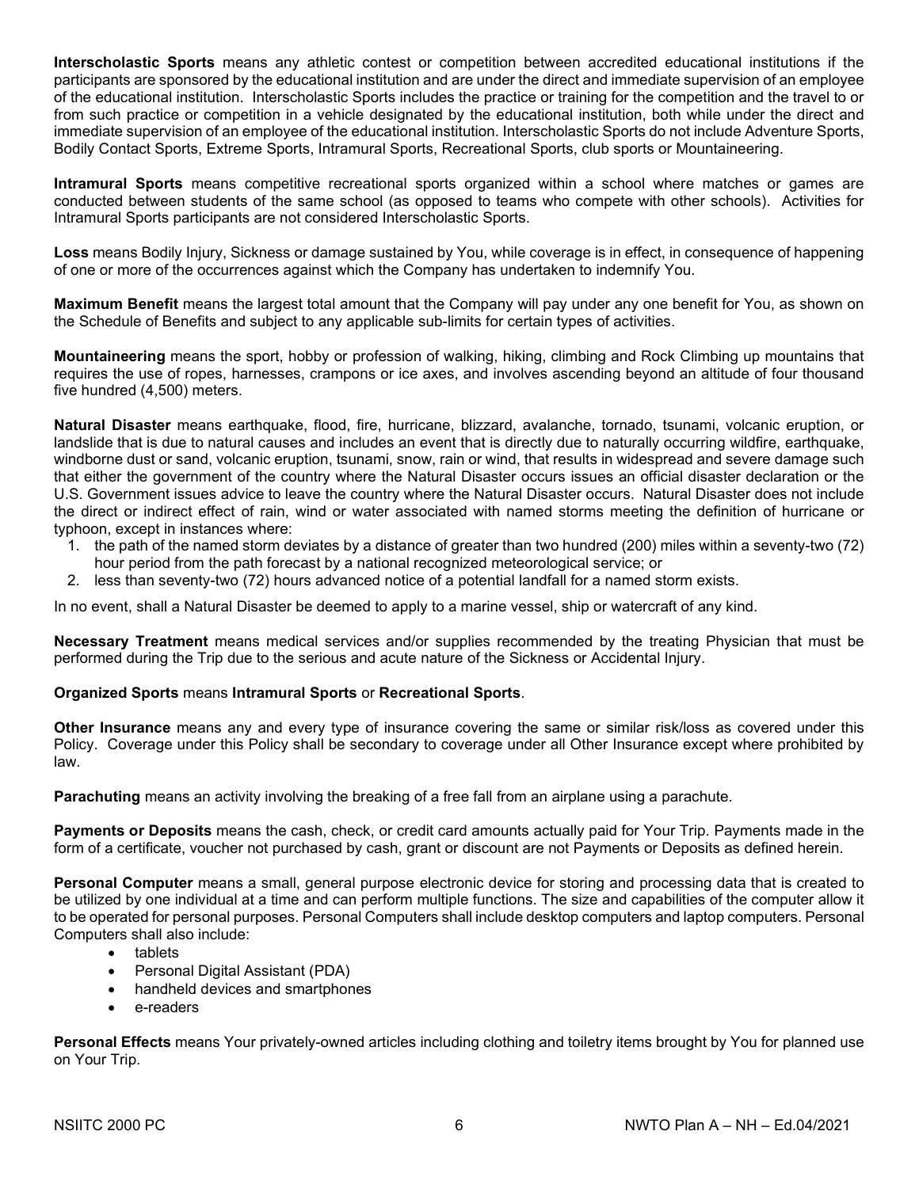**Interscholastic Sports** means any athletic contest or competition between accredited educational institutions if the participants are sponsored by the educational institution and are under the direct and immediate supervision of an employee of the educational institution. Interscholastic Sports includes the practice or training for the competition and the travel to or from such practice or competition in a vehicle designated by the educational institution, both while under the direct and immediate supervision of an employee of the educational institution. Interscholastic Sports do not include Adventure Sports, Bodily Contact Sports, Extreme Sports, Intramural Sports, Recreational Sports, club sports or Mountaineering.

**Intramural Sports** means competitive recreational sports organized within a school where matches or games are conducted between students of the same school (as opposed to teams who compete with other schools). Activities for Intramural Sports participants are not considered Interscholastic Sports.

**Loss** means Bodily Injury, Sickness or damage sustained by You, while coverage is in effect, in consequence of happening of one or more of the occurrences against which the Company has undertaken to indemnify You.

**Maximum Benefit** means the largest total amount that the Company will pay under any one benefit for You, as shown on the Schedule of Benefits and subject to any applicable sub-limits for certain types of activities.

**Mountaineering** means the sport, hobby or profession of walking, hiking, climbing and Rock Climbing up mountains that requires the use of ropes, harnesses, crampons or ice axes, and involves ascending beyond an altitude of four thousand five hundred (4,500) meters.

**Natural Disaster** means earthquake, flood, fire, hurricane, blizzard, avalanche, tornado, tsunami, volcanic eruption, or landslide that is due to natural causes and includes an event that is directly due to naturally occurring wildfire, earthquake, windborne dust or sand, volcanic eruption, tsunami, snow, rain or wind, that results in widespread and severe damage such that either the government of the country where the Natural Disaster occurs issues an official disaster declaration or the U.S. Government issues advice to leave the country where the Natural Disaster occurs. Natural Disaster does not include the direct or indirect effect of rain, wind or water associated with named storms meeting the definition of hurricane or typhoon, except in instances where:

1. the path of the named storm deviates by a distance of greater than two hundred (200) miles within a seventy-two (72) hour period from the path forecast by a national recognized meteorological service; or
2. less than seventy-two (72) hours advanced notice of a potential landfall for a named storm exists.

In no event, shall a Natural Disaster be deemed to apply to a marine vessel, ship or watercraft of any kind.

**Necessary Treatment** means medical services and/or supplies recommended by the treating Physician that must be performed during the Trip due to the serious and acute nature of the Sickness or Accidental Injury.

**Organized Sports** means **Intramural Sports** or **Recreational Sports**.

**Other Insurance** means any and every type of insurance covering the same or similar risk/loss as covered under this Policy. Coverage under this Policy shall be secondary to coverage under all Other Insurance except where prohibited by law.

**Parachuting** means an activity involving the breaking of a free fall from an airplane using a parachute.

**Payments or Deposits** means the cash, check, or credit card amounts actually paid for Your Trip. Payments made in the form of a certificate, voucher not purchased by cash, grant or discount are not Payments or Deposits as defined herein.

**Personal Computer** means a small, general purpose electronic device for storing and processing data that is created to be utilized by one individual at a time and can perform multiple functions. The size and capabilities of the computer allow it to be operated for personal purposes. Personal Computers shall include desktop computers and laptop computers. Personal Computers shall also include:

- tablets
- Personal Digital Assistant (PDA)
- handheld devices and smartphones
- e-readers

**Personal Effects** means Your privately-owned articles including clothing and toiletry items brought by You for planned use on Your Trip.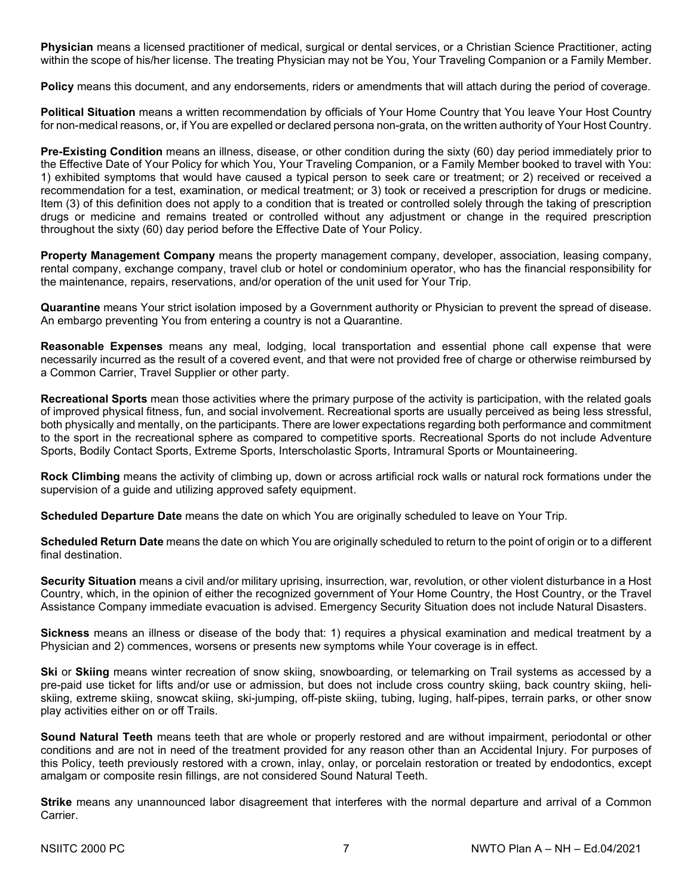**Physician** means a licensed practitioner of medical, surgical or dental services, or a Christian Science Practitioner, acting within the scope of his/her license. The treating Physician may not be You, Your Traveling Companion or a Family Member.

**Policy** means this document, and any endorsements, riders or amendments that will attach during the period of coverage.

**Political Situation** means a written recommendation by officials of Your Home Country that You leave Your Host Country for non-medical reasons, or, if You are expelled or declared persona non-grata, on the written authority of Your Host Country.

**Pre-Existing Condition** means an illness, disease, or other condition during the sixty (60) day period immediately prior to the Effective Date of Your Policy for which You, Your Traveling Companion, or a Family Member booked to travel with You: 1) exhibited symptoms that would have caused a typical person to seek care or treatment; or 2) received or received a recommendation for a test, examination, or medical treatment; or 3) took or received a prescription for drugs or medicine. Item (3) of this definition does not apply to a condition that is treated or controlled solely through the taking of prescription drugs or medicine and remains treated or controlled without any adjustment or change in the required prescription throughout the sixty (60) day period before the Effective Date of Your Policy.

**Property Management Company** means the property management company, developer, association, leasing company, rental company, exchange company, travel club or hotel or condominium operator, who has the financial responsibility for the maintenance, repairs, reservations, and/or operation of the unit used for Your Trip.

**Quarantine** means Your strict isolation imposed by a Government authority or Physician to prevent the spread of disease. An embargo preventing You from entering a country is not a Quarantine.

**Reasonable Expenses** means any meal, lodging, local transportation and essential phone call expense that were necessarily incurred as the result of a covered event, and that were not provided free of charge or otherwise reimbursed by a Common Carrier, Travel Supplier or other party.

**Recreational Sports** mean those activities where the primary purpose of the activity is participation, with the related goals of improved physical fitness, fun, and social involvement. Recreational sports are usually perceived as being less stressful, both physically and mentally, on the participants. There are lower expectations regarding both performance and commitment to the sport in the recreational sphere as compared to competitive sports. Recreational Sports do not include Adventure Sports, Bodily Contact Sports, Extreme Sports, Interscholastic Sports, Intramural Sports or Mountaineering.

**Rock Climbing** means the activity of climbing up, down or across artificial rock walls or natural rock formations under the supervision of a guide and utilizing approved safety equipment.

**Scheduled Departure Date** means the date on which You are originally scheduled to leave on Your Trip.

**Scheduled Return Date** means the date on which You are originally scheduled to return to the point of origin or to a different final destination.

**Security Situation** means a civil and/or military uprising, insurrection, war, revolution, or other violent disturbance in a Host Country, which, in the opinion of either the recognized government of Your Home Country, the Host Country, or the Travel Assistance Company immediate evacuation is advised. Emergency Security Situation does not include Natural Disasters.

**Sickness** means an illness or disease of the body that: 1) requires a physical examination and medical treatment by a Physician and 2) commences, worsens or presents new symptoms while Your coverage is in effect.

**Ski** or **Skiing** means winter recreation of snow skiing, snowboarding, or telemarking on Trail systems as accessed by a pre-paid use ticket for lifts and/or use or admission, but does not include cross country skiing, back country skiing, heli-skiing, extreme skiing, snowcat skiing, ski-jumping, off-piste skiing, tubing, luging, half-pipes, terrain parks, or other snow play activities either on or off Trails.

**Sound Natural Teeth** means teeth that are whole or properly restored and are without impairment, periodontal or other conditions and are not in need of the treatment provided for any reason other than an Accidental Injury. For purposes of this Policy, teeth previously restored with a crown, inlay, onlay, or porcelain restoration or treated by endodontics, except amalgam or composite resin fillings, are not considered Sound Natural Teeth.

**Strike** means any unannounced labor disagreement that interferes with the normal departure and arrival of a Common Carrier.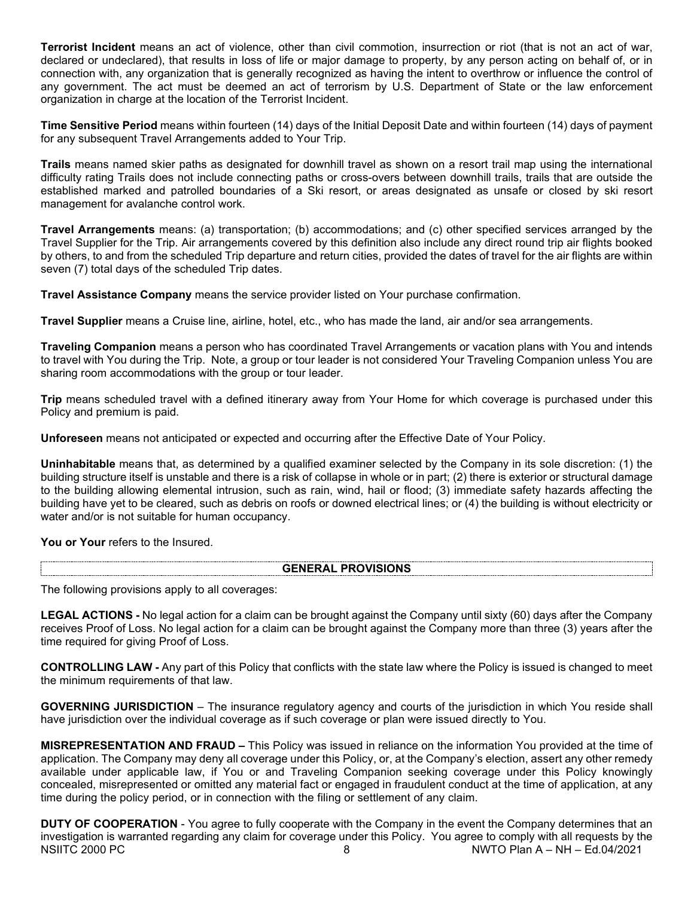**Terrorist Incident** means an act of violence, other than civil commotion, insurrection or riot (that is not an act of war, declared or undeclared), that results in loss of life or major damage to property, by any person acting on behalf of, or in connection with, any organization that is generally recognized as having the intent to overthrow or influence the control of any government. The act must be deemed an act of terrorism by U.S. Department of State or the law enforcement organization in charge at the location of the Terrorist Incident.

**Time Sensitive Period** means within fourteen (14) days of the Initial Deposit Date and within fourteen (14) days of payment for any subsequent Travel Arrangements added to Your Trip.

**Trails** means named skier paths as designated for downhill travel as shown on a resort trail map using the international difficulty rating Trails does not include connecting paths or cross-overs between downhill trails, trails that are outside the established marked and patrolled boundaries of a Ski resort, or areas designated as unsafe or closed by ski resort management for avalanche control work.

**Travel Arrangements** means: (a) transportation; (b) accommodations; and (c) other specified services arranged by the Travel Supplier for the Trip. Air arrangements covered by this definition also include any direct round trip air flights booked by others, to and from the scheduled Trip departure and return cities, provided the dates of travel for the air flights are within seven (7) total days of the scheduled Trip dates.

**Travel Assistance Company** means the service provider listed on Your purchase confirmation.

**Travel Supplier** means a Cruise line, airline, hotel, etc., who has made the land, air and/or sea arrangements.

**Traveling Companion** means a person who has coordinated Travel Arrangements or vacation plans with You and intends to travel with You during the Trip. Note, a group or tour leader is not considered Your Traveling Companion unless You are sharing room accommodations with the group or tour leader.

**Trip** means scheduled travel with a defined itinerary away from Your Home for which coverage is purchased under this Policy and premium is paid.

**Unforeseen** means not anticipated or expected and occurring after the Effective Date of Your Policy.

**Uninhabitable** means that, as determined by a qualified examiner selected by the Company in its sole discretion: (1) the building structure itself is unstable and there is a risk of collapse in whole or in part; (2) there is exterior or structural damage to the building allowing elemental intrusion, such as rain, wind, hail or flood; (3) immediate safety hazards affecting the building have yet to be cleared, such as debris on roofs or downed electrical lines; or (4) the building is without electricity or water and/or is not suitable for human occupancy.

**You or Your** refers to the Insured.

## GENERAL PROVISIONS

The following provisions apply to all coverages:

**LEGAL ACTIONS -** No legal action for a claim can be brought against the Company until sixty (60) days after the Company receives Proof of Loss. No legal action for a claim can be brought against the Company more than three (3) years after the time required for giving Proof of Loss.

**CONTROLLING LAW -** Any part of this Policy that conflicts with the state law where the Policy is issued is changed to meet the minimum requirements of that law.

**GOVERNING JURISDICTION** – The insurance regulatory agency and courts of the jurisdiction in which You reside shall have jurisdiction over the individual coverage as if such coverage or plan were issued directly to You.

**MISREPRESENTATION AND FRAUD –** This Policy was issued in reliance on the information You provided at the time of application. The Company may deny all coverage under this Policy, or, at the Company's election, assert any other remedy available under applicable law, if You or and Traveling Companion seeking coverage under this Policy knowingly concealed, misrepresented or omitted any material fact or engaged in fraudulent conduct at the time of application, at any time during the policy period, or in connection with the filing or settlement of any claim.

**DUTY OF COOPERATION** - You agree to fully cooperate with the Company in the event the Company determines that an investigation is warranted regarding any claim for coverage under this Policy. You agree to comply with all requests by the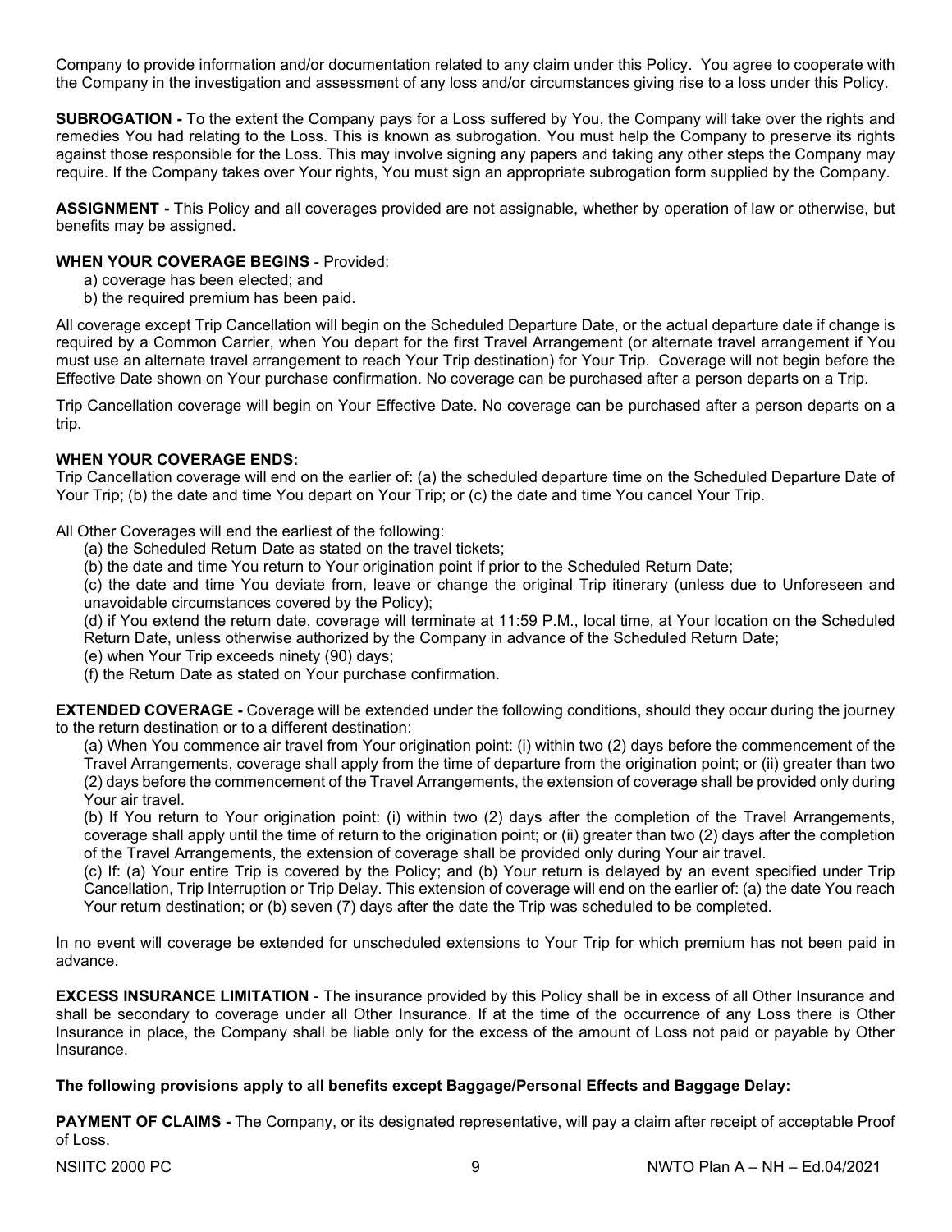Company to provide information and/or documentation related to any claim under this Policy. You agree to cooperate with the Company in the investigation and assessment of any loss and/or circumstances giving rise to a loss under this Policy.

**SUBROGATION -** To the extent the Company pays for a Loss suffered by You, the Company will take over the rights and remedies You had relating to the Loss. This is known as subrogation. You must help the Company to preserve its rights against those responsible for the Loss. This may involve signing any papers and taking any other steps the Company may require. If the Company takes over Your rights, You must sign an appropriate subrogation form supplied by the Company.

**ASSIGNMENT -** This Policy and all coverages provided are not assignable, whether by operation of law or otherwise, but benefits may be assigned.

**WHEN YOUR COVERAGE BEGINS** - Provided:

a) coverage has been elected; and
b) the required premium has been paid.

All coverage except Trip Cancellation will begin on the Scheduled Departure Date, or the actual departure date if change is required by a Common Carrier, when You depart for the first Travel Arrangement (or alternate travel arrangement if You must use an alternate travel arrangement to reach Your Trip destination) for Your Trip. Coverage will not begin before the Effective Date shown on Your purchase confirmation. No coverage can be purchased after a person departs on a Trip.

Trip Cancellation coverage will begin on Your Effective Date. No coverage can be purchased after a person departs on a trip.

**WHEN YOUR COVERAGE ENDS:**
Trip Cancellation coverage will end on the earlier of: (a) the scheduled departure time on the Scheduled Departure Date of Your Trip; (b) the date and time You depart on Your Trip; or (c) the date and time You cancel Your Trip.

All Other Coverages will end the earliest of the following:

(a) the Scheduled Return Date as stated on the travel tickets;
(b) the date and time You return to Your origination point if prior to the Scheduled Return Date;
(c) the date and time You deviate from, leave or change the original Trip itinerary (unless due to Unforeseen and unavoidable circumstances covered by the Policy);
(d) if You extend the return date, coverage will terminate at 11:59 P.M., local time, at Your location on the Scheduled Return Date, unless otherwise authorized by the Company in advance of the Scheduled Return Date;
(e) when Your Trip exceeds ninety (90) days;
(f) the Return Date as stated on Your purchase confirmation.

**EXTENDED COVERAGE -** Coverage will be extended under the following conditions, should they occur during the journey to the return destination or to a different destination:

(a) When You commence air travel from Your origination point: (i) within two (2) days before the commencement of the Travel Arrangements, coverage shall apply from the time of departure from the origination point; or (ii) greater than two (2) days before the commencement of the Travel Arrangements, the extension of coverage shall be provided only during Your air travel.

(b) If You return to Your origination point: (i) within two (2) days after the completion of the Travel Arrangements, coverage shall apply until the time of return to the origination point; or (ii) greater than two (2) days after the completion of the Travel Arrangements, the extension of coverage shall be provided only during Your air travel.

(c) If: (a) Your entire Trip is covered by the Policy; and (b) Your return is delayed by an event specified under Trip Cancellation, Trip Interruption or Trip Delay. This extension of coverage will end on the earlier of: (a) the date You reach Your return destination; or (b) seven (7) days after the date the Trip was scheduled to be completed.

In no event will coverage be extended for unscheduled extensions to Your Trip for which premium has not been paid in advance.

**EXCESS INSURANCE LIMITATION** - The insurance provided by this Policy shall be in excess of all Other Insurance and shall be secondary to coverage under all Other Insurance. If at the time of the occurrence of any Loss there is Other Insurance in place, the Company shall be liable only for the excess of the amount of Loss not paid or payable by Other Insurance.

**The following provisions apply to all benefits except Baggage/Personal Effects and Baggage Delay:**

**PAYMENT OF CLAIMS -** The Company, or its designated representative, will pay a claim after receipt of acceptable Proof of Loss.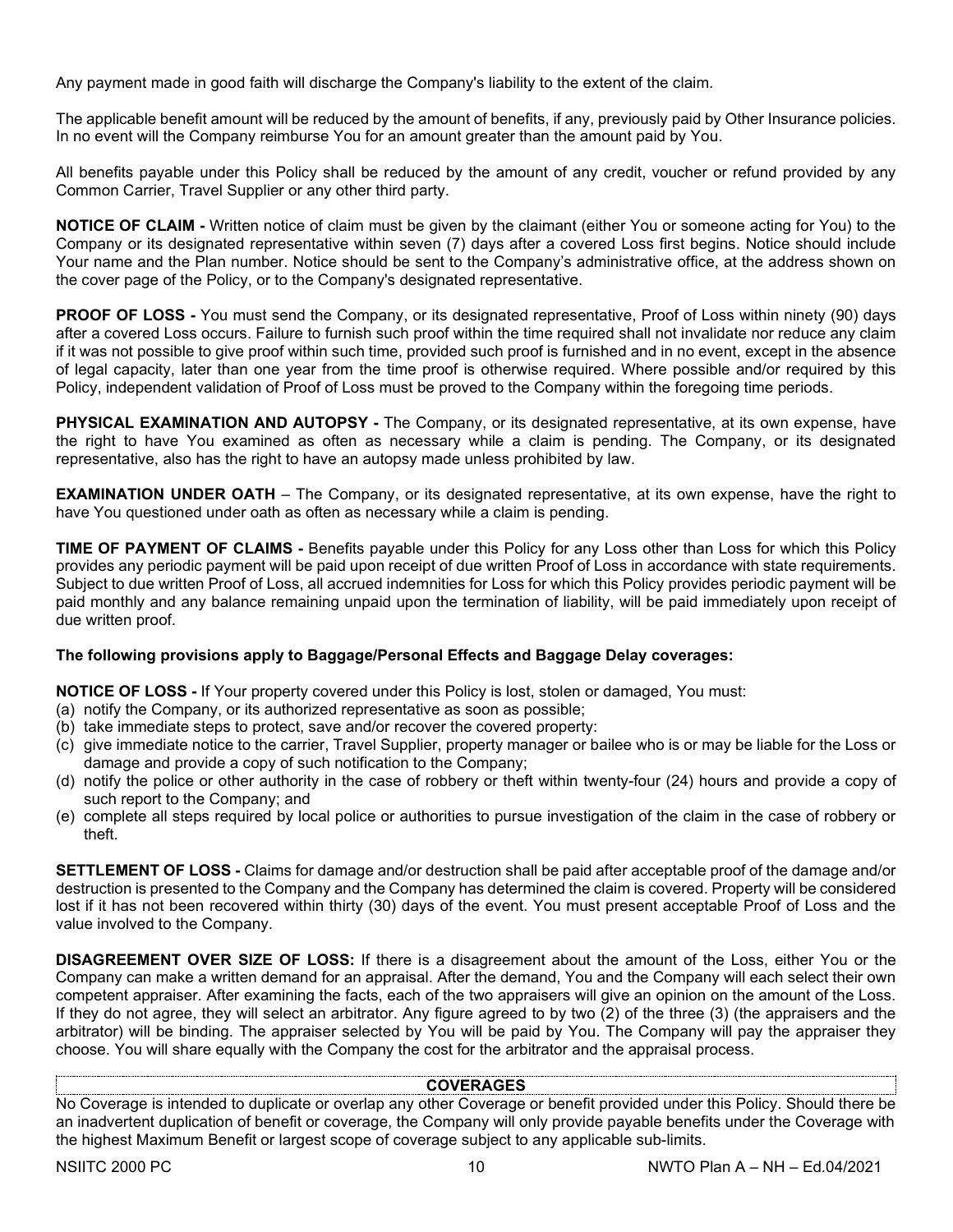Any payment made in good faith will discharge the Company's liability to the extent of the claim.

The applicable benefit amount will be reduced by the amount of benefits, if any, previously paid by Other Insurance policies. In no event will the Company reimburse You for an amount greater than the amount paid by You.

All benefits payable under this Policy shall be reduced by the amount of any credit, voucher or refund provided by any Common Carrier, Travel Supplier or any other third party.

**NOTICE OF CLAIM -** Written notice of claim must be given by the claimant (either You or someone acting for You) to the Company or its designated representative within seven (7) days after a covered Loss first begins. Notice should include Your name and the Plan number. Notice should be sent to the Company's administrative office, at the address shown on the cover page of the Policy, or to the Company's designated representative.

**PROOF OF LOSS -** You must send the Company, or its designated representative, Proof of Loss within ninety (90) days after a covered Loss occurs. Failure to furnish such proof within the time required shall not invalidate nor reduce any claim if it was not possible to give proof within such time, provided such proof is furnished and in no event, except in the absence of legal capacity, later than one year from the time proof is otherwise required. Where possible and/or required by this Policy, independent validation of Proof of Loss must be proved to the Company within the foregoing time periods.

**PHYSICAL EXAMINATION AND AUTOPSY -** The Company, or its designated representative, at its own expense, have the right to have You examined as often as necessary while a claim is pending. The Company, or its designated representative, also has the right to have an autopsy made unless prohibited by law.

**EXAMINATION UNDER OATH** – The Company, or its designated representative, at its own expense, have the right to have You questioned under oath as often as necessary while a claim is pending.

**TIME OF PAYMENT OF CLAIMS -** Benefits payable under this Policy for any Loss other than Loss for which this Policy provides any periodic payment will be paid upon receipt of due written Proof of Loss in accordance with state requirements. Subject to due written Proof of Loss, all accrued indemnities for Loss for which this Policy provides periodic payment will be paid monthly and any balance remaining unpaid upon the termination of liability, will be paid immediately upon receipt of due written proof.

**The following provisions apply to Baggage/Personal Effects and Baggage Delay coverages:**

**NOTICE OF LOSS -** If Your property covered under this Policy is lost, stolen or damaged, You must:

(a) notify the Company, or its authorized representative as soon as possible;
(b) take immediate steps to protect, save and/or recover the covered property:
(c) give immediate notice to the carrier, Travel Supplier, property manager or bailee who is or may be liable for the Loss or damage and provide a copy of such notification to the Company;
(d) notify the police or other authority in the case of robbery or theft within twenty-four (24) hours and provide a copy of such report to the Company; and
(e) complete all steps required by local police or authorities to pursue investigation of the claim in the case of robbery or theft.

**SETTLEMENT OF LOSS -** Claims for damage and/or destruction shall be paid after acceptable proof of the damage and/or destruction is presented to the Company and the Company has determined the claim is covered. Property will be considered lost if it has not been recovered within thirty (30) days of the event. You must present acceptable Proof of Loss and the value involved to the Company.

**DISAGREEMENT OVER SIZE OF LOSS:** If there is a disagreement about the amount of the Loss, either You or the Company can make a written demand for an appraisal. After the demand, You and the Company will each select their own competent appraiser. After examining the facts, each of the two appraisers will give an opinion on the amount of the Loss. If they do not agree, they will select an arbitrator. Any figure agreed to by two (2) of the three (3) (the appraisers and the arbitrator) will be binding. The appraiser selected by You will be paid by You. The Company will pay the appraiser they choose. You will share equally with the Company the cost for the arbitrator and the appraisal process.

## COVERAGES

No Coverage is intended to duplicate or overlap any other Coverage or benefit provided under this Policy. Should there be an inadvertent duplication of benefit or coverage, the Company will only provide payable benefits under the Coverage with the highest Maximum Benefit or largest scope of coverage subject to any applicable sub-limits.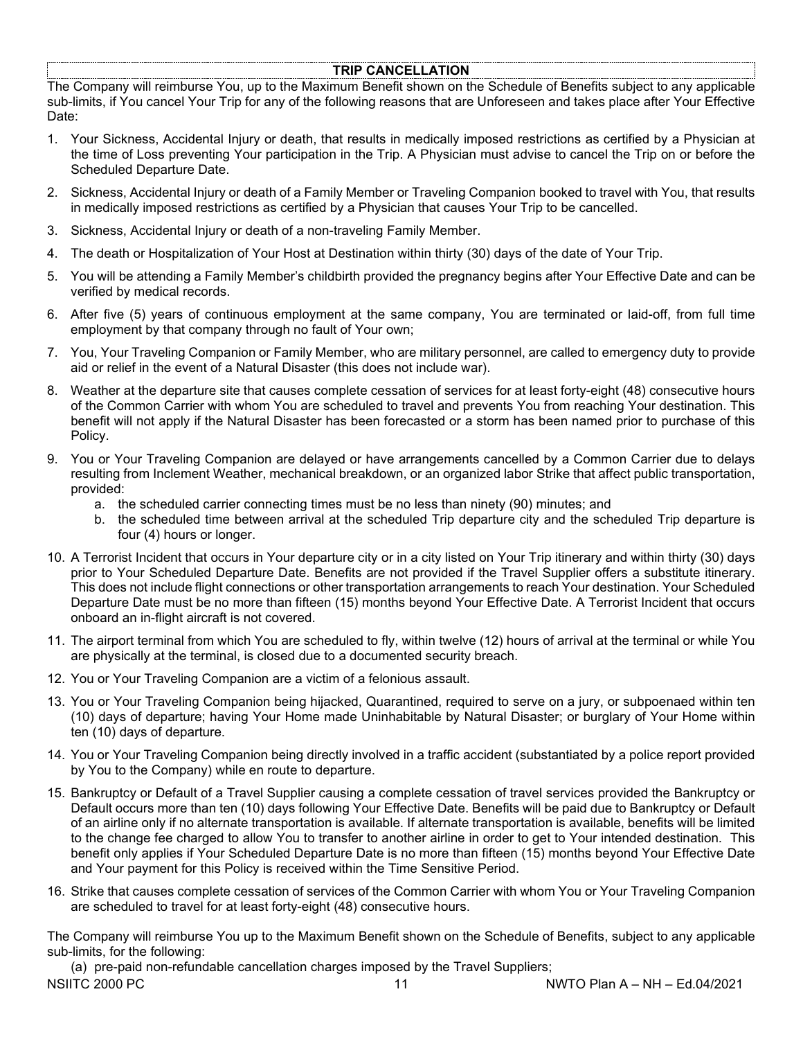## TRIP CANCELLATION

The Company will reimburse You, up to the Maximum Benefit shown on the Schedule of Benefits subject to any applicable sub-limits, if You cancel Your Trip for any of the following reasons that are Unforeseen and takes place after Your Effective Date:

1. Your Sickness, Accidental Injury or death, that results in medically imposed restrictions as certified by a Physician at the time of Loss preventing Your participation in the Trip. A Physician must advise to cancel the Trip on or before the Scheduled Departure Date.
2. Sickness, Accidental Injury or death of a Family Member or Traveling Companion booked to travel with You, that results in medically imposed restrictions as certified by a Physician that causes Your Trip to be cancelled.
3. Sickness, Accidental Injury or death of a non-traveling Family Member.
4. The death or Hospitalization of Your Host at Destination within thirty (30) days of the date of Your Trip.
5. You will be attending a Family Member's childbirth provided the pregnancy begins after Your Effective Date and can be verified by medical records.
6. After five (5) years of continuous employment at the same company, You are terminated or laid-off, from full time employment by that company through no fault of Your own;
7. You, Your Traveling Companion or Family Member, who are military personnel, are called to emergency duty to provide aid or relief in the event of a Natural Disaster (this does not include war).
8. Weather at the departure site that causes complete cessation of services for at least forty-eight (48) consecutive hours of the Common Carrier with whom You are scheduled to travel and prevents You from reaching Your destination. This benefit will not apply if the Natural Disaster has been forecasted or a storm has been named prior to purchase of this Policy.
9. You or Your Traveling Companion are delayed or have arrangements cancelled by a Common Carrier due to delays resulting from Inclement Weather, mechanical breakdown, or an organized labor Strike that affect public transportation, provided:
   a. the scheduled carrier connecting times must be no less than ninety (90) minutes; and
   b. the scheduled time between arrival at the scheduled Trip departure city and the scheduled Trip departure is four (4) hours or longer.
10. A Terrorist Incident that occurs in Your departure city or in a city listed on Your Trip itinerary and within thirty (30) days prior to Your Scheduled Departure Date. Benefits are not provided if the Travel Supplier offers a substitute itinerary. This does not include flight connections or other transportation arrangements to reach Your destination. Your Scheduled Departure Date must be no more than fifteen (15) months beyond Your Effective Date. A Terrorist Incident that occurs onboard an in-flight aircraft is not covered.
11. The airport terminal from which You are scheduled to fly, within twelve (12) hours of arrival at the terminal or while You are physically at the terminal, is closed due to a documented security breach.
12. You or Your Traveling Companion are a victim of a felonious assault.
13. You or Your Traveling Companion being hijacked, Quarantined, required to serve on a jury, or subpoenaed within ten (10) days of departure; having Your Home made Uninhabitable by Natural Disaster; or burglary of Your Home within ten (10) days of departure.
14. You or Your Traveling Companion being directly involved in a traffic accident (substantiated by a police report provided by You to the Company) while en route to departure.
15. Bankruptcy or Default of a Travel Supplier causing a complete cessation of travel services provided the Bankruptcy or Default occurs more than ten (10) days following Your Effective Date. Benefits will be paid due to Bankruptcy or Default of an airline only if no alternate transportation is available. If alternate transportation is available, benefits will be limited to the change fee charged to allow You to transfer to another airline in order to get to Your intended destination. This benefit only applies if Your Scheduled Departure Date is no more than fifteen (15) months beyond Your Effective Date and Your payment for this Policy is received within the Time Sensitive Period.
16. Strike that causes complete cessation of services of the Common Carrier with whom You or Your Traveling Companion are scheduled to travel for at least forty-eight (48) consecutive hours.

The Company will reimburse You up to the Maximum Benefit shown on the Schedule of Benefits, subject to any applicable sub-limits, for the following:

(a) pre-paid non-refundable cancellation charges imposed by the Travel Suppliers;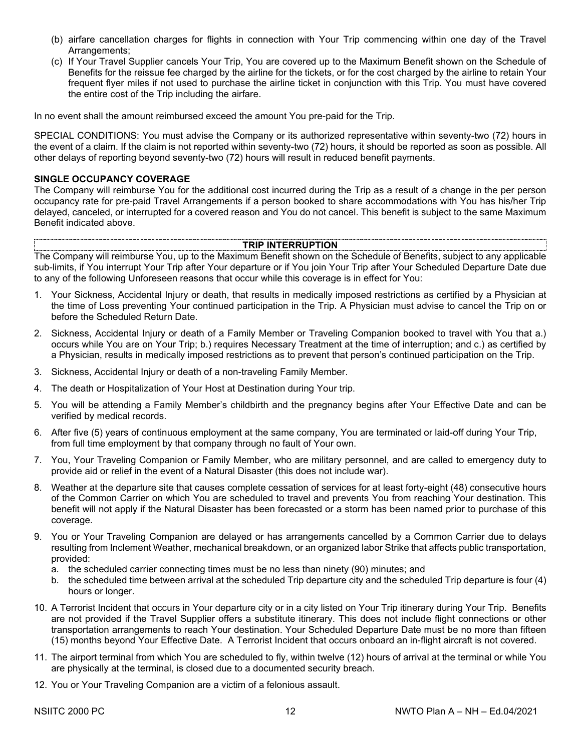(b) airfare cancellation charges for flights in connection with Your Trip commencing within one day of the Travel Arrangements;

(c) If Your Travel Supplier cancels Your Trip, You are covered up to the Maximum Benefit shown on the Schedule of Benefits for the reissue fee charged by the airline for the tickets, or for the cost charged by the airline to retain Your frequent flyer miles if not used to purchase the airline ticket in conjunction with this Trip. You must have covered the entire cost of the Trip including the airfare.

In no event shall the amount reimbursed exceed the amount You pre-paid for the Trip.

SPECIAL CONDITIONS: You must advise the Company or its authorized representative within seventy-two (72) hours in the event of a claim. If the claim is not reported within seventy-two (72) hours, it should be reported as soon as possible. All other delays of reporting beyond seventy-two (72) hours will result in reduced benefit payments.

**SINGLE OCCUPANCY COVERAGE**

The Company will reimburse You for the additional cost incurred during the Trip as a result of a change in the per person occupancy rate for pre-paid Travel Arrangements if a person booked to share accommodations with You has his/her Trip delayed, canceled, or interrupted for a covered reason and You do not cancel. This benefit is subject to the same Maximum Benefit indicated above.

## TRIP INTERRUPTION

The Company will reimburse You, up to the Maximum Benefit shown on the Schedule of Benefits, subject to any applicable sub-limits, if You interrupt Your Trip after Your departure or if You join Your Trip after Your Scheduled Departure Date due to any of the following Unforeseen reasons that occur while this coverage is in effect for You:

1. Your Sickness, Accidental Injury or death, that results in medically imposed restrictions as certified by a Physician at the time of Loss preventing Your continued participation in the Trip. A Physician must advise to cancel the Trip on or before the Scheduled Return Date.
2. Sickness, Accidental Injury or death of a Family Member or Traveling Companion booked to travel with You that a.) occurs while You are on Your Trip; b.) requires Necessary Treatment at the time of interruption; and c.) as certified by a Physician, results in medically imposed restrictions as to prevent that person's continued participation on the Trip.
3. Sickness, Accidental Injury or death of a non-traveling Family Member.
4. The death or Hospitalization of Your Host at Destination during Your trip.
5. You will be attending a Family Member's childbirth and the pregnancy begins after Your Effective Date and can be verified by medical records.
6. After five (5) years of continuous employment at the same company, You are terminated or laid-off during Your Trip, from full time employment by that company through no fault of Your own.
7. You, Your Traveling Companion or Family Member, who are military personnel, and are called to emergency duty to provide aid or relief in the event of a Natural Disaster (this does not include war).
8. Weather at the departure site that causes complete cessation of services for at least forty-eight (48) consecutive hours of the Common Carrier on which You are scheduled to travel and prevents You from reaching Your destination. This benefit will not apply if the Natural Disaster has been forecasted or a storm has been named prior to purchase of this coverage.
9. You or Your Traveling Companion are delayed or has arrangements cancelled by a Common Carrier due to delays resulting from Inclement Weather, mechanical breakdown, or an organized labor Strike that affects public transportation, provided:
   a. the scheduled carrier connecting times must be no less than ninety (90) minutes; and
   b. the scheduled time between arrival at the scheduled Trip departure city and the scheduled Trip departure is four (4) hours or longer.
10. A Terrorist Incident that occurs in Your departure city or in a city listed on Your Trip itinerary during Your Trip. Benefits are not provided if the Travel Supplier offers a substitute itinerary. This does not include flight connections or other transportation arrangements to reach Your destination. Your Scheduled Departure Date must be no more than fifteen (15) months beyond Your Effective Date. A Terrorist Incident that occurs onboard an in-flight aircraft is not covered.
11. The airport terminal from which You are scheduled to fly, within twelve (12) hours of arrival at the terminal or while You are physically at the terminal, is closed due to a documented security breach.
12. You or Your Traveling Companion are a victim of a felonious assault.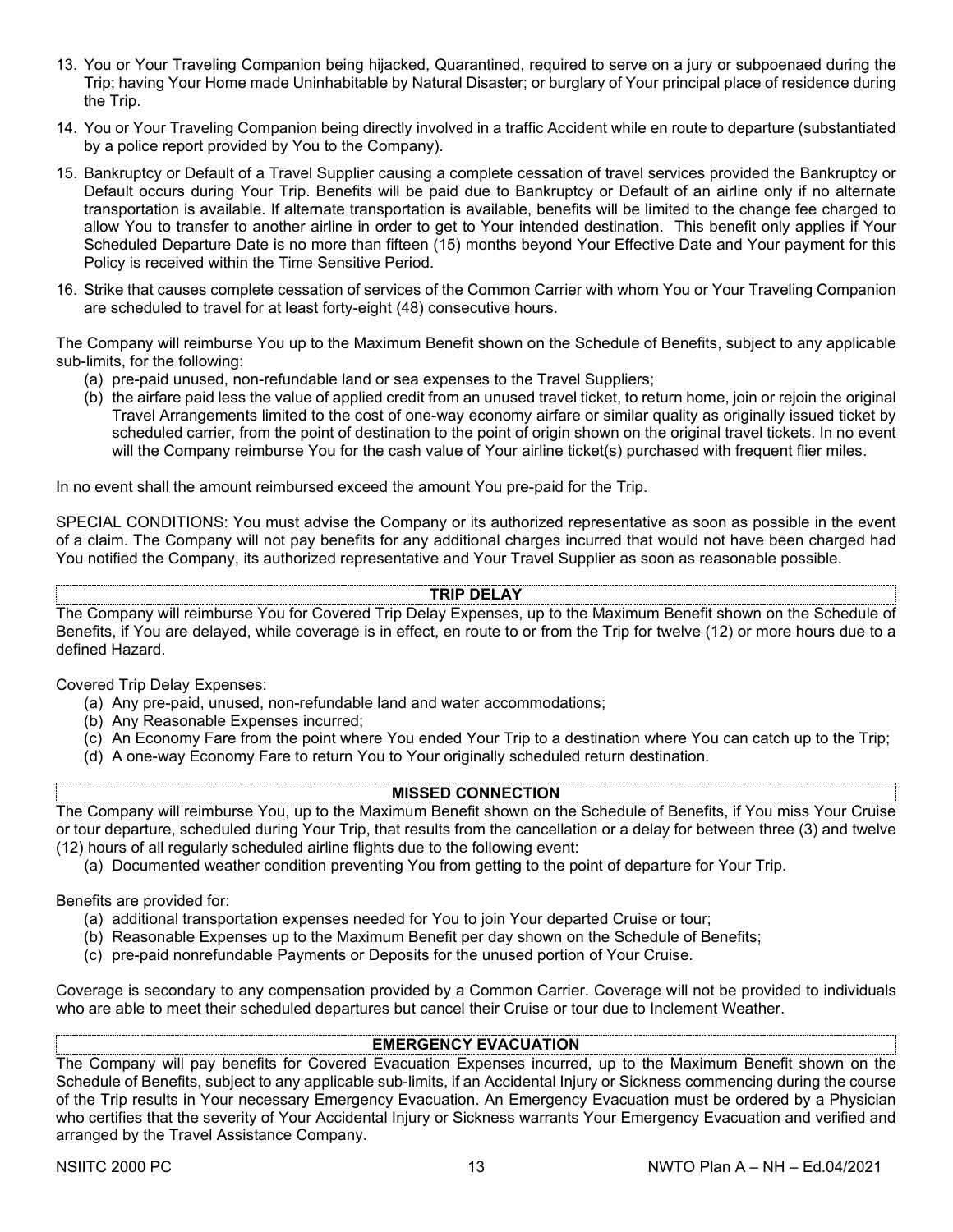13. You or Your Traveling Companion being hijacked, Quarantined, required to serve on a jury or subpoenaed during the Trip; having Your Home made Uninhabitable by Natural Disaster; or burglary of Your principal place of residence during the Trip.
14. You or Your Traveling Companion being directly involved in a traffic Accident while en route to departure (substantiated by a police report provided by You to the Company).
15. Bankruptcy or Default of a Travel Supplier causing a complete cessation of travel services provided the Bankruptcy or Default occurs during Your Trip. Benefits will be paid due to Bankruptcy or Default of an airline only if no alternate transportation is available. If alternate transportation is available, benefits will be limited to the change fee charged to allow You to transfer to another airline in order to get to Your intended destination. This benefit only applies if Your Scheduled Departure Date is no more than fifteen (15) months beyond Your Effective Date and Your payment for this Policy is received within the Time Sensitive Period.
16. Strike that causes complete cessation of services of the Common Carrier with whom You or Your Traveling Companion are scheduled to travel for at least forty-eight (48) consecutive hours.

The Company will reimburse You up to the Maximum Benefit shown on the Schedule of Benefits, subject to any applicable sub-limits, for the following:

(a) pre-paid unused, non-refundable land or sea expenses to the Travel Suppliers;
(b) the airfare paid less the value of applied credit from an unused travel ticket, to return home, join or rejoin the original Travel Arrangements limited to the cost of one-way economy airfare or similar quality as originally issued ticket by scheduled carrier, from the point of destination to the point of origin shown on the original travel tickets. In no event will the Company reimburse You for the cash value of Your airline ticket(s) purchased with frequent flier miles.

In no event shall the amount reimbursed exceed the amount You pre-paid for the Trip.

SPECIAL CONDITIONS: You must advise the Company or its authorized representative as soon as possible in the event of a claim. The Company will not pay benefits for any additional charges incurred that would not have been charged had You notified the Company, its authorized representative and Your Travel Supplier as soon as reasonable possible.

## TRIP DELAY

The Company will reimburse You for Covered Trip Delay Expenses, up to the Maximum Benefit shown on the Schedule of Benefits, if You are delayed, while coverage is in effect, en route to or from the Trip for twelve (12) or more hours due to a defined Hazard.

Covered Trip Delay Expenses:

(a) Any pre-paid, unused, non-refundable land and water accommodations;
(b) Any Reasonable Expenses incurred;
(c) An Economy Fare from the point where You ended Your Trip to a destination where You can catch up to the Trip;
(d) A one-way Economy Fare to return You to Your originally scheduled return destination.

## MISSED CONNECTION

The Company will reimburse You, up to the Maximum Benefit shown on the Schedule of Benefits, if You miss Your Cruise or tour departure, scheduled during Your Trip, that results from the cancellation or a delay for between three (3) and twelve (12) hours of all regularly scheduled airline flights due to the following event:

(a) Documented weather condition preventing You from getting to the point of departure for Your Trip.

Benefits are provided for:

(a) additional transportation expenses needed for You to join Your departed Cruise or tour;
(b) Reasonable Expenses up to the Maximum Benefit per day shown on the Schedule of Benefits;
(c) pre-paid nonrefundable Payments or Deposits for the unused portion of Your Cruise.

Coverage is secondary to any compensation provided by a Common Carrier. Coverage will not be provided to individuals who are able to meet their scheduled departures but cancel their Cruise or tour due to Inclement Weather.

## EMERGENCY EVACUATION

The Company will pay benefits for Covered Evacuation Expenses incurred, up to the Maximum Benefit shown on the Schedule of Benefits, subject to any applicable sub-limits, if an Accidental Injury or Sickness commencing during the course of the Trip results in Your necessary Emergency Evacuation. An Emergency Evacuation must be ordered by a Physician who certifies that the severity of Your Accidental Injury or Sickness warrants Your Emergency Evacuation and verified and arranged by the Travel Assistance Company.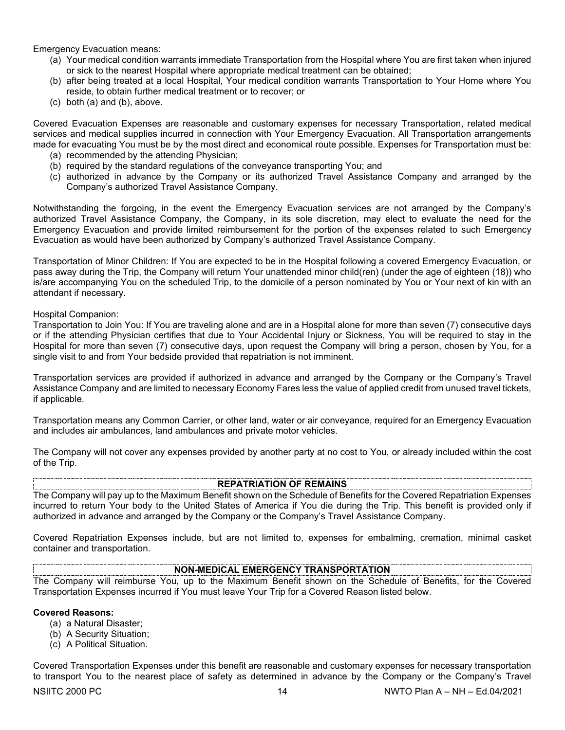Emergency Evacuation means:

(a) Your medical condition warrants immediate Transportation from the Hospital where You are first taken when injured or sick to the nearest Hospital where appropriate medical treatment can be obtained;
(b) after being treated at a local Hospital, Your medical condition warrants Transportation to Your Home where You reside, to obtain further medical treatment or to recover; or
(c) both (a) and (b), above.

Covered Evacuation Expenses are reasonable and customary expenses for necessary Transportation, related medical services and medical supplies incurred in connection with Your Emergency Evacuation. All Transportation arrangements made for evacuating You must be by the most direct and economical route possible. Expenses for Transportation must be:

(a) recommended by the attending Physician;
(b) required by the standard regulations of the conveyance transporting You; and
(c) authorized in advance by the Company or its authorized Travel Assistance Company and arranged by the Company's authorized Travel Assistance Company.

Notwithstanding the forgoing, in the event the Emergency Evacuation services are not arranged by the Company's authorized Travel Assistance Company, the Company, in its sole discretion, may elect to evaluate the need for the Emergency Evacuation and provide limited reimbursement for the portion of the expenses related to such Emergency Evacuation as would have been authorized by Company's authorized Travel Assistance Company.

Transportation of Minor Children: If You are expected to be in the Hospital following a covered Emergency Evacuation, or pass away during the Trip, the Company will return Your unattended minor child(ren) (under the age of eighteen (18)) who is/are accompanying You on the scheduled Trip, to the domicile of a person nominated by You or Your next of kin with an attendant if necessary.

Hospital Companion:
Transportation to Join You: If You are traveling alone and are in a Hospital alone for more than seven (7) consecutive days or if the attending Physician certifies that due to Your Accidental Injury or Sickness, You will be required to stay in the Hospital for more than seven (7) consecutive days, upon request the Company will bring a person, chosen by You, for a single visit to and from Your bedside provided that repatriation is not imminent.

Transportation services are provided if authorized in advance and arranged by the Company or the Company's Travel Assistance Company and are limited to necessary Economy Fares less the value of applied credit from unused travel tickets, if applicable.

Transportation means any Common Carrier, or other land, water or air conveyance, required for an Emergency Evacuation and includes air ambulances, land ambulances and private motor vehicles.

The Company will not cover any expenses provided by another party at no cost to You, or already included within the cost of the Trip.

## REPATRIATION OF REMAINS

The Company will pay up to the Maximum Benefit shown on the Schedule of Benefits for the Covered Repatriation Expenses incurred to return Your body to the United States of America if You die during the Trip. This benefit is provided only if authorized in advance and arranged by the Company or the Company's Travel Assistance Company.

Covered Repatriation Expenses include, but are not limited to, expenses for embalming, cremation, minimal casket container and transportation.

## NON-MEDICAL EMERGENCY TRANSPORTATION

The Company will reimburse You, up to the Maximum Benefit shown on the Schedule of Benefits, for the Covered Transportation Expenses incurred if You must leave Your Trip for a Covered Reason listed below.

**Covered Reasons:**

(a) a Natural Disaster;
(b) A Security Situation;
(c) A Political Situation.

Covered Transportation Expenses under this benefit are reasonable and customary expenses for necessary transportation to transport You to the nearest place of safety as determined in advance by the Company or the Company's Travel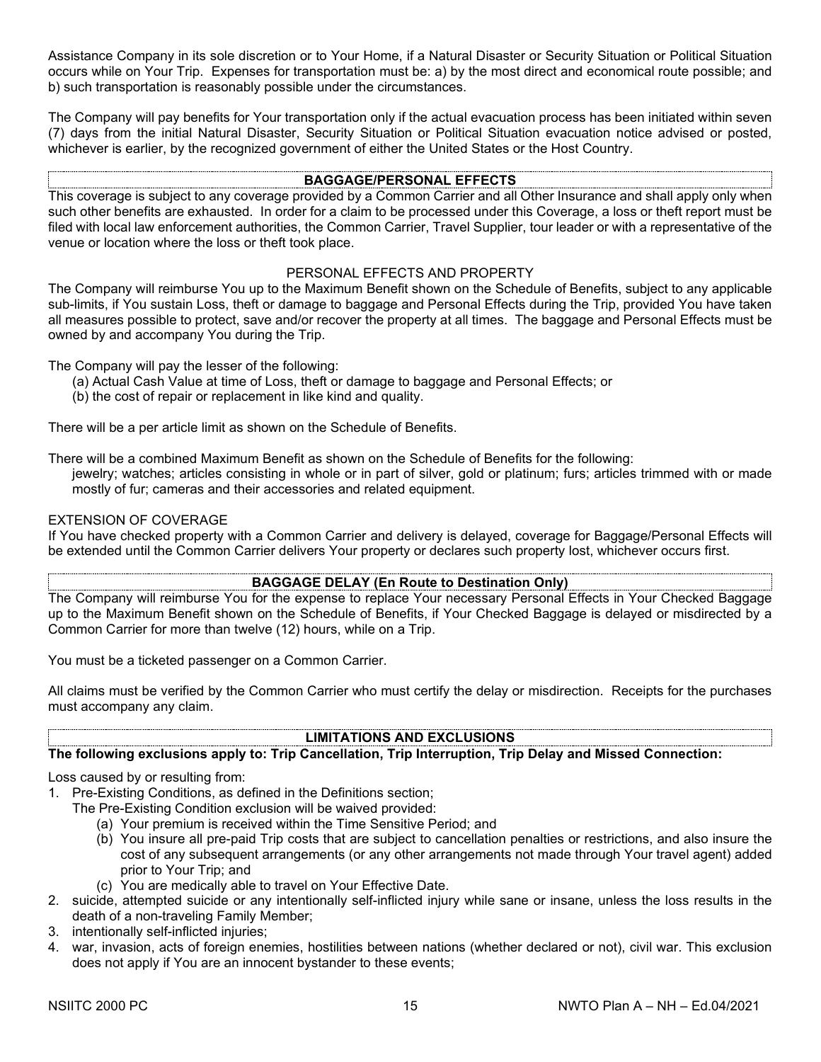Assistance Company in its sole discretion or to Your Home, if a Natural Disaster or Security Situation or Political Situation occurs while on Your Trip. Expenses for transportation must be: a) by the most direct and economical route possible; and b) such transportation is reasonably possible under the circumstances.

The Company will pay benefits for Your transportation only if the actual evacuation process has been initiated within seven (7) days from the initial Natural Disaster, Security Situation or Political Situation evacuation notice advised or posted, whichever is earlier, by the recognized government of either the United States or the Host Country.

## BAGGAGE/PERSONAL EFFECTS

This coverage is subject to any coverage provided by a Common Carrier and all Other Insurance and shall apply only when such other benefits are exhausted. In order for a claim to be processed under this Coverage, a loss or theft report must be filed with local law enforcement authorities, the Common Carrier, Travel Supplier, tour leader or with a representative of the venue or location where the loss or theft took place.

### PERSONAL EFFECTS AND PROPERTY

The Company will reimburse You up to the Maximum Benefit shown on the Schedule of Benefits, subject to any applicable sub-limits, if You sustain Loss, theft or damage to baggage and Personal Effects during the Trip, provided You have taken all measures possible to protect, save and/or recover the property at all times. The baggage and Personal Effects must be owned by and accompany You during the Trip.

The Company will pay the lesser of the following:

(a) Actual Cash Value at time of Loss, theft or damage to baggage and Personal Effects; or
(b) the cost of repair or replacement in like kind and quality.

There will be a per article limit as shown on the Schedule of Benefits.

There will be a combined Maximum Benefit as shown on the Schedule of Benefits for the following:
jewelry; watches; articles consisting in whole or in part of silver, gold or platinum; furs; articles trimmed with or made mostly of fur; cameras and their accessories and related equipment.

### EXTENSION OF COVERAGE

If You have checked property with a Common Carrier and delivery is delayed, coverage for Baggage/Personal Effects will be extended until the Common Carrier delivers Your property or declares such property lost, whichever occurs first.

## BAGGAGE DELAY (En Route to Destination Only)

The Company will reimburse You for the expense to replace Your necessary Personal Effects in Your Checked Baggage up to the Maximum Benefit shown on the Schedule of Benefits, if Your Checked Baggage is delayed or misdirected by a Common Carrier for more than twelve (12) hours, while on a Trip.

You must be a ticketed passenger on a Common Carrier.

All claims must be verified by the Common Carrier who must certify the delay or misdirection. Receipts for the purchases must accompany any claim.

## LIMITATIONS AND EXCLUSIONS

**The following exclusions apply to: Trip Cancellation, Trip Interruption, Trip Delay and Missed Connection:**

Loss caused by or resulting from:

1. Pre-Existing Conditions, as defined in the Definitions section;
   The Pre-Existing Condition exclusion will be waived provided:
   (a) Your premium is received within the Time Sensitive Period; and
   (b) You insure all pre-paid Trip costs that are subject to cancellation penalties or restrictions, and also insure the cost of any subsequent arrangements (or any other arrangements not made through Your travel agent) added prior to Your Trip; and
   (c) You are medically able to travel on Your Effective Date.
2. suicide, attempted suicide or any intentionally self-inflicted injury while sane or insane, unless the loss results in the death of a non-traveling Family Member;
3. intentionally self-inflicted injuries;
4. war, invasion, acts of foreign enemies, hostilities between nations (whether declared or not), civil war. This exclusion does not apply if You are an innocent bystander to these events;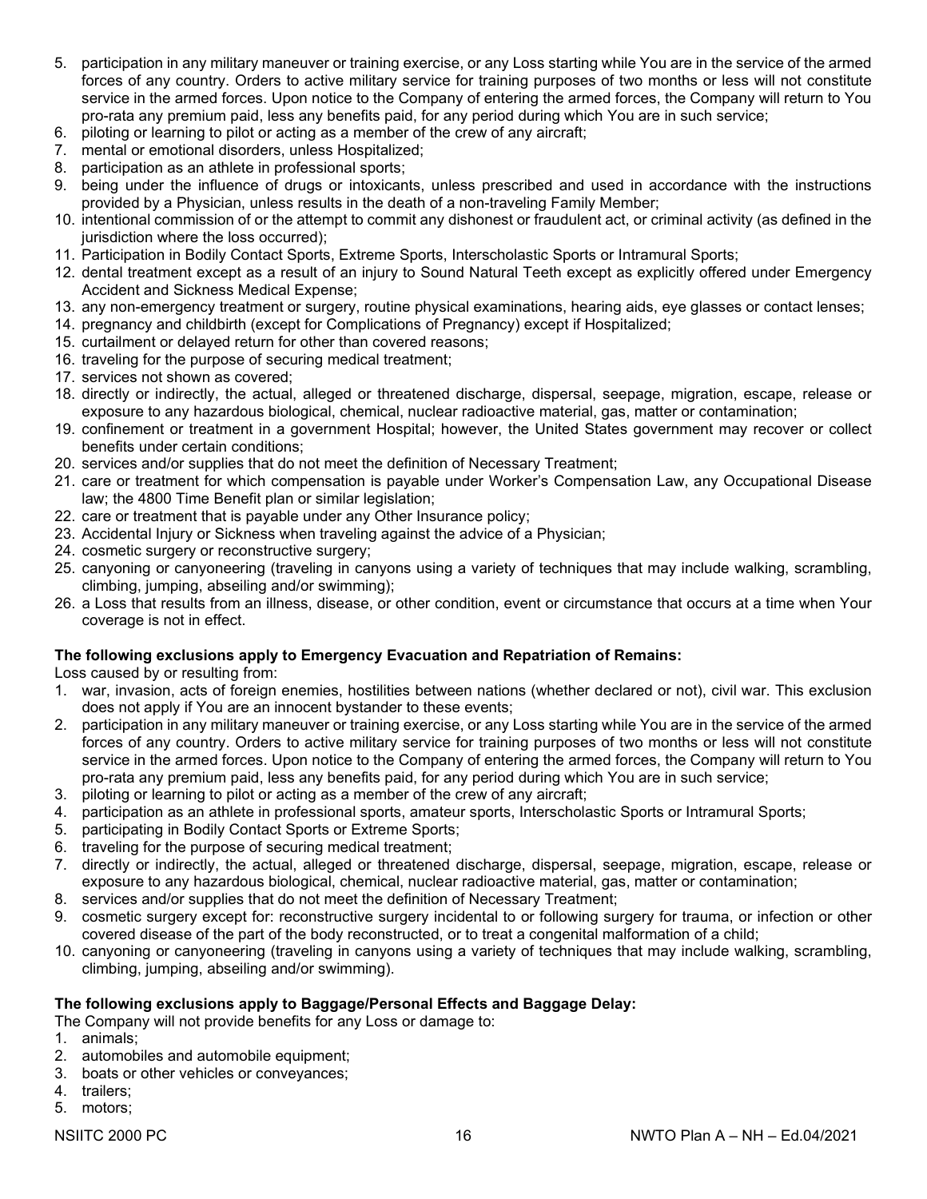5. participation in any military maneuver or training exercise, or any Loss starting while You are in the service of the armed forces of any country. Orders to active military service for training purposes of two months or less will not constitute service in the armed forces. Upon notice to the Company of entering the armed forces, the Company will return to You pro-rata any premium paid, less any benefits paid, for any period during which You are in such service;
6. piloting or learning to pilot or acting as a member of the crew of any aircraft;
7. mental or emotional disorders, unless Hospitalized;
8. participation as an athlete in professional sports;
9. being under the influence of drugs or intoxicants, unless prescribed and used in accordance with the instructions provided by a Physician, unless results in the death of a non-traveling Family Member;
10. intentional commission of or the attempt to commit any dishonest or fraudulent act, or criminal activity (as defined in the jurisdiction where the loss occurred);
11. Participation in Bodily Contact Sports, Extreme Sports, Interscholastic Sports or Intramural Sports;
12. dental treatment except as a result of an injury to Sound Natural Teeth except as explicitly offered under Emergency Accident and Sickness Medical Expense;
13. any non-emergency treatment or surgery, routine physical examinations, hearing aids, eye glasses or contact lenses;
14. pregnancy and childbirth (except for Complications of Pregnancy) except if Hospitalized;
15. curtailment or delayed return for other than covered reasons;
16. traveling for the purpose of securing medical treatment;
17. services not shown as covered;
18. directly or indirectly, the actual, alleged or threatened discharge, dispersal, seepage, migration, escape, release or exposure to any hazardous biological, chemical, nuclear radioactive material, gas, matter or contamination;
19. confinement or treatment in a government Hospital; however, the United States government may recover or collect benefits under certain conditions;
20. services and/or supplies that do not meet the definition of Necessary Treatment;
21. care or treatment for which compensation is payable under Worker's Compensation Law, any Occupational Disease law; the 4800 Time Benefit plan or similar legislation;
22. care or treatment that is payable under any Other Insurance policy;
23. Accidental Injury or Sickness when traveling against the advice of a Physician;
24. cosmetic surgery or reconstructive surgery;
25. canyoning or canyoneering (traveling in canyons using a variety of techniques that may include walking, scrambling, climbing, jumping, abseiling and/or swimming);
26. a Loss that results from an illness, disease, or other condition, event or circumstance that occurs at a time when Your coverage is not in effect.

**The following exclusions apply to Emergency Evacuation and Repatriation of Remains:**

Loss caused by or resulting from:

1. war, invasion, acts of foreign enemies, hostilities between nations (whether declared or not), civil war. This exclusion does not apply if You are an innocent bystander to these events;
2. participation in any military maneuver or training exercise, or any Loss starting while You are in the service of the armed forces of any country. Orders to active military service for training purposes of two months or less will not constitute service in the armed forces. Upon notice to the Company of entering the armed forces, the Company will return to You pro-rata any premium paid, less any benefits paid, for any period during which You are in such service;
3. piloting or learning to pilot or acting as a member of the crew of any aircraft;
4. participation as an athlete in professional sports, amateur sports, Interscholastic Sports or Intramural Sports;
5. participating in Bodily Contact Sports or Extreme Sports;
6. traveling for the purpose of securing medical treatment;
7. directly or indirectly, the actual, alleged or threatened discharge, dispersal, seepage, migration, escape, release or exposure to any hazardous biological, chemical, nuclear radioactive material, gas, matter or contamination;
8. services and/or supplies that do not meet the definition of Necessary Treatment;
9. cosmetic surgery except for: reconstructive surgery incidental to or following surgery for trauma, or infection or other covered disease of the part of the body reconstructed, or to treat a congenital malformation of a child;
10. canyoning or canyoneering (traveling in canyons using a variety of techniques that may include walking, scrambling, climbing, jumping, abseiling and/or swimming).

**The following exclusions apply to Baggage/Personal Effects and Baggage Delay:**

The Company will not provide benefits for any Loss or damage to:

1. animals;
2. automobiles and automobile equipment;
3. boats or other vehicles or conveyances;
4. trailers;
5. motors;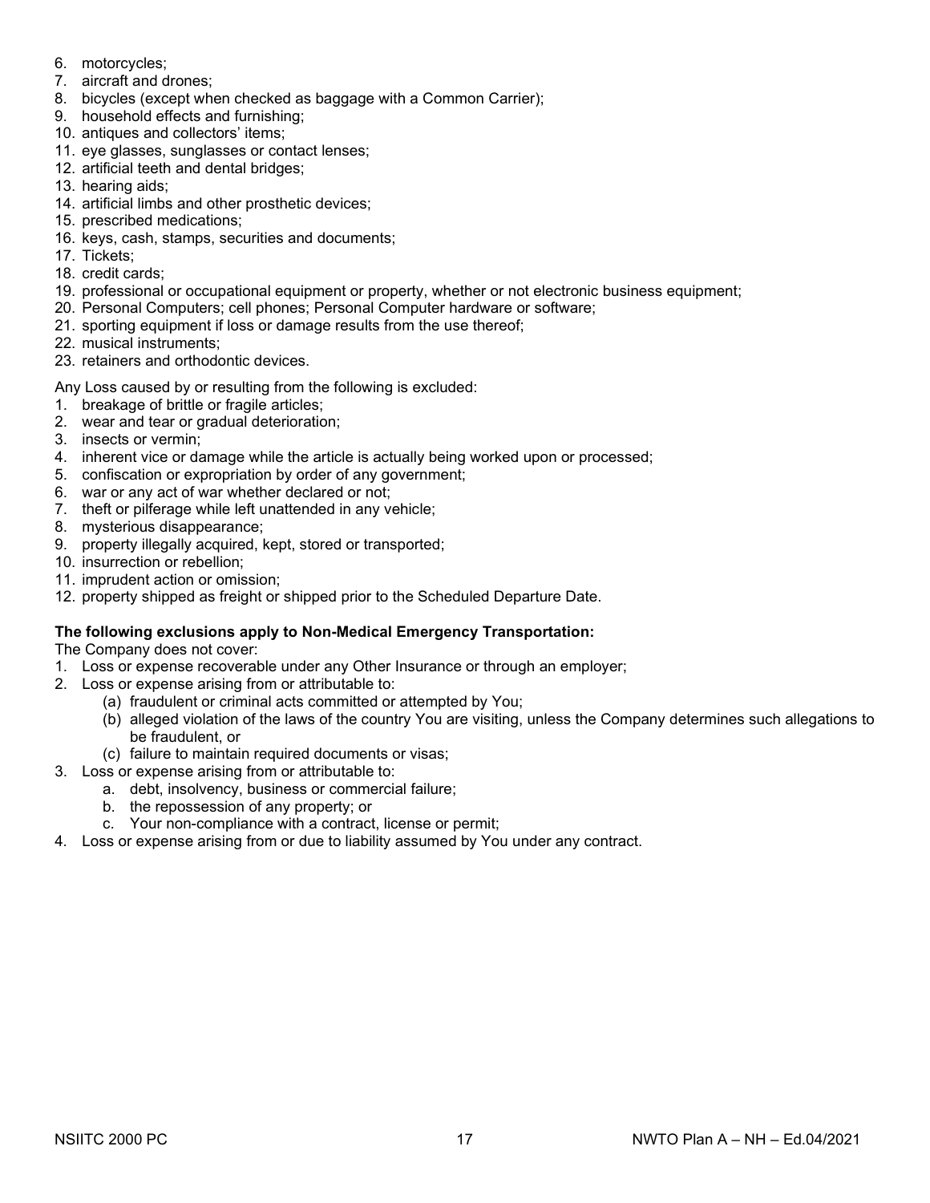6. motorcycles;
7. aircraft and drones;
8. bicycles (except when checked as baggage with a Common Carrier);
9. household effects and furnishing;
10. antiques and collectors' items;
11. eye glasses, sunglasses or contact lenses;
12. artificial teeth and dental bridges;
13. hearing aids;
14. artificial limbs and other prosthetic devices;
15. prescribed medications;
16. keys, cash, stamps, securities and documents;
17. Tickets;
18. credit cards;
19. professional or occupational equipment or property, whether or not electronic business equipment;
20. Personal Computers; cell phones; Personal Computer hardware or software;
21. sporting equipment if loss or damage results from the use thereof;
22. musical instruments;
23. retainers and orthodontic devices.

Any Loss caused by or resulting from the following is excluded:

1. breakage of brittle or fragile articles;
2. wear and tear or gradual deterioration;
3. insects or vermin;
4. inherent vice or damage while the article is actually being worked upon or processed;
5. confiscation or expropriation by order of any government;
6. war or any act of war whether declared or not;
7. theft or pilferage while left unattended in any vehicle;
8. mysterious disappearance;
9. property illegally acquired, kept, stored or transported;
10. insurrection or rebellion;
11. imprudent action or omission;
12. property shipped as freight or shipped prior to the Scheduled Departure Date.

**The following exclusions apply to Non-Medical Emergency Transportation:**

The Company does not cover:

1. Loss or expense recoverable under any Other Insurance or through an employer;
2. Loss or expense arising from or attributable to:
   (a) fraudulent or criminal acts committed or attempted by You;
   (b) alleged violation of the laws of the country You are visiting, unless the Company determines such allegations to be fraudulent, or
   (c) failure to maintain required documents or visas;
3. Loss or expense arising from or attributable to:
   a. debt, insolvency, business or commercial failure;
   b. the repossession of any property; or
   c. Your non-compliance with a contract, license or permit;
4. Loss or expense arising from or due to liability assumed by You under any contract.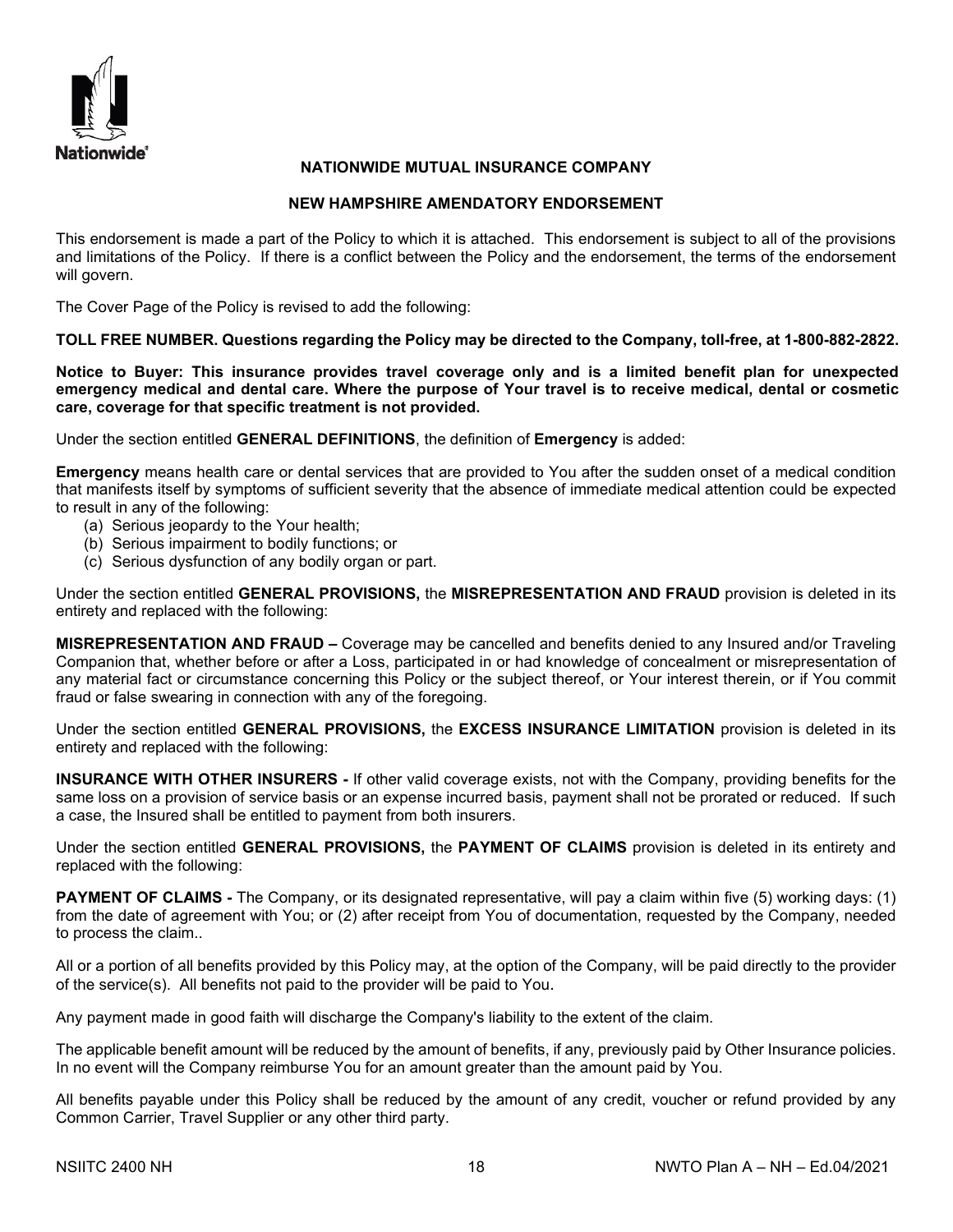**NATIONWIDE MUTUAL INSURANCE COMPANY**

**NEW HAMPSHIRE AMENDATORY ENDORSEMENT**

This endorsement is made a part of the Policy to which it is attached. This endorsement is subject to all of the provisions and limitations of the Policy. If there is a conflict between the Policy and the endorsement, the terms of the endorsement will govern.

The Cover Page of the Policy is revised to add the following:

**TOLL FREE NUMBER. Questions regarding the Policy may be directed to the Company, toll-free, at 1-800-882-2822.**

**Notice to Buyer: This insurance provides travel coverage only and is a limited benefit plan for unexpected emergency medical and dental care. Where the purpose of Your travel is to receive medical, dental or cosmetic care, coverage for that specific treatment is not provided.**

Under the section entitled **GENERAL DEFINITIONS**, the definition of **Emergency** is added:

**Emergency** means health care or dental services that are provided to You after the sudden onset of a medical condition that manifests itself by symptoms of sufficient severity that the absence of immediate medical attention could be expected to result in any of the following:

(a) Serious jeopardy to the Your health;
(b) Serious impairment to bodily functions; or
(c) Serious dysfunction of any bodily organ or part.

Under the section entitled **GENERAL PROVISIONS,** the **MISREPRESENTATION AND FRAUD** provision is deleted in its entirety and replaced with the following:

**MISREPRESENTATION AND FRAUD –** Coverage may be cancelled and benefits denied to any Insured and/or Traveling Companion that, whether before or after a Loss, participated in or had knowledge of concealment or misrepresentation of any material fact or circumstance concerning this Policy or the subject thereof, or Your interest therein, or if You commit fraud or false swearing in connection with any of the foregoing.

Under the section entitled **GENERAL PROVISIONS,** the **EXCESS INSURANCE LIMITATION** provision is deleted in its entirety and replaced with the following:

**INSURANCE WITH OTHER INSURERS -** If other valid coverage exists, not with the Company, providing benefits for the same loss on a provision of service basis or an expense incurred basis, payment shall not be prorated or reduced. If such a case, the Insured shall be entitled to payment from both insurers.

Under the section entitled **GENERAL PROVISIONS,** the **PAYMENT OF CLAIMS** provision is deleted in its entirety and replaced with the following:

**PAYMENT OF CLAIMS -** The Company, or its designated representative, will pay a claim within five (5) working days: (1) from the date of agreement with You; or (2) after receipt from You of documentation, requested by the Company, needed to process the claim..

All or a portion of all benefits provided by this Policy may, at the option of the Company, will be paid directly to the provider of the service(s). All benefits not paid to the provider will be paid to You.

Any payment made in good faith will discharge the Company's liability to the extent of the claim.

The applicable benefit amount will be reduced by the amount of benefits, if any, previously paid by Other Insurance policies. In no event will the Company reimburse You for an amount greater than the amount paid by You.

All benefits payable under this Policy shall be reduced by the amount of any credit, voucher or refund provided by any Common Carrier, Travel Supplier or any other third party.

NSIITC 2400 NH NWTO Plan A – NH – Ed.04/2021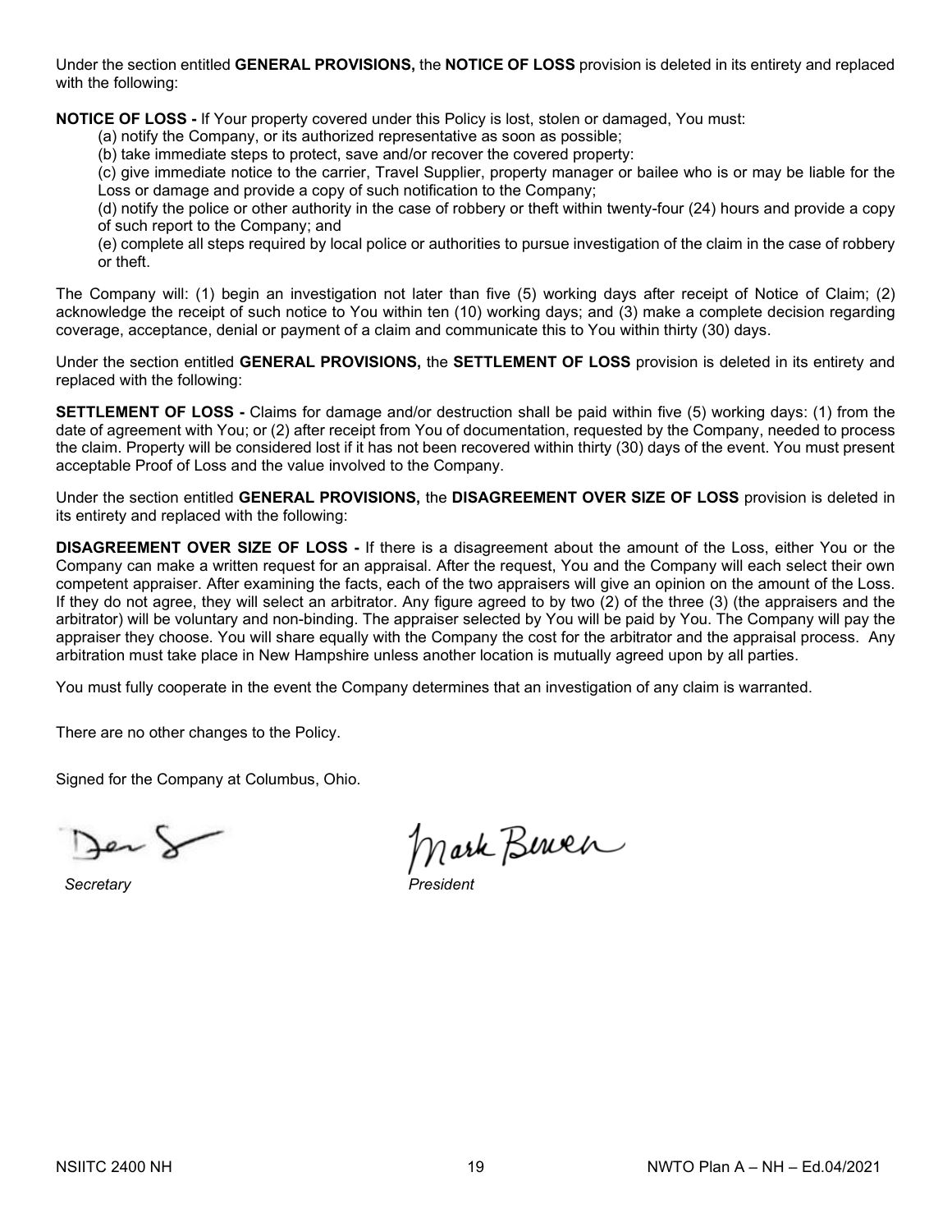Under the section entitled **GENERAL PROVISIONS,** the **NOTICE OF LOSS** provision is deleted in its entirety and replaced with the following:

**NOTICE OF LOSS -** If Your property covered under this Policy is lost, stolen or damaged, You must:

(a) notify the Company, or its authorized representative as soon as possible;

(b) take immediate steps to protect, save and/or recover the covered property:

(c) give immediate notice to the carrier, Travel Supplier, property manager or bailee who is or may be liable for the Loss or damage and provide a copy of such notification to the Company;

(d) notify the police or other authority in the case of robbery or theft within twenty-four (24) hours and provide a copy of such report to the Company; and

(e) complete all steps required by local police or authorities to pursue investigation of the claim in the case of robbery or theft.

The Company will: (1) begin an investigation not later than five (5) working days after receipt of Notice of Claim; (2) acknowledge the receipt of such notice to You within ten (10) working days; and (3) make a complete decision regarding coverage, acceptance, denial or payment of a claim and communicate this to You within thirty (30) days.

Under the section entitled **GENERAL PROVISIONS,** the **SETTLEMENT OF LOSS** provision is deleted in its entirety and replaced with the following:

**SETTLEMENT OF LOSS -** Claims for damage and/or destruction shall be paid within five (5) working days: (1) from the date of agreement with You; or (2) after receipt from You of documentation, requested by the Company, needed to process the claim. Property will be considered lost if it has not been recovered within thirty (30) days of the event. You must present acceptable Proof of Loss and the value involved to the Company.

Under the section entitled **GENERAL PROVISIONS,** the **DISAGREEMENT OVER SIZE OF LOSS** provision is deleted in its entirety and replaced with the following:

**DISAGREEMENT OVER SIZE OF LOSS -** If there is a disagreement about the amount of the Loss, either You or the Company can make a written request for an appraisal. After the request, You and the Company will each select their own competent appraiser. After examining the facts, each of the two appraisers will give an opinion on the amount of the Loss. If they do not agree, they will select an arbitrator. Any figure agreed to by two (2) of the three (3) (the appraisers and the arbitrator) will be voluntary and non-binding. The appraiser selected by You will be paid by You. The Company will pay the appraiser they choose. You will share equally with the Company the cost for the arbitrator and the appraisal process. Any arbitration must take place in New Hampshire unless another location is mutually agreed upon by all parties.

You must fully cooperate in the event the Company determines that an investigation of any claim is warranted.

There are no other changes to the Policy.

Signed for the Company at Columbus, Ohio.

*Secretary* *President*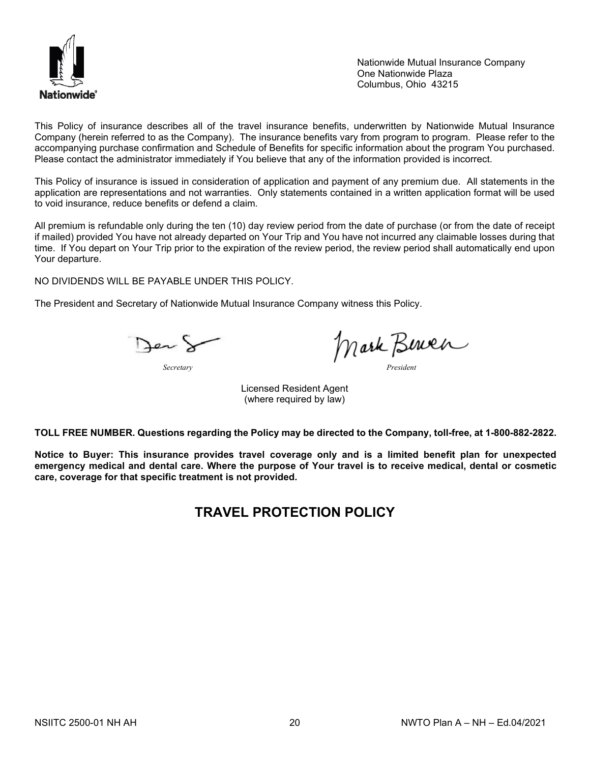Nationwide Mutual Insurance Company
One Nationwide Plaza
Columbus, Ohio 43215

This Policy of insurance describes all of the travel insurance benefits, underwritten by Nationwide Mutual Insurance Company (herein referred to as the Company). The insurance benefits vary from program to program. Please refer to the accompanying purchase confirmation and Schedule of Benefits for specific information about the program You purchased. Please contact the administrator immediately if You believe that any of the information provided is incorrect.

This Policy of insurance is issued in consideration of application and payment of any premium due. All statements in the application are representations and not warranties. Only statements contained in a written application format will be used to void insurance, reduce benefits or defend a claim.

All premium is refundable only during the ten (10) day review period from the date of purchase (or from the date of receipt if mailed) provided You have not already departed on Your Trip and You have not incurred any claimable losses during that time. If You depart on Your Trip prior to the expiration of the review period, the review period shall automatically end upon Your departure.

NO DIVIDENDS WILL BE PAYABLE UNDER THIS POLICY.

The President and Secretary of Nationwide Mutual Insurance Company witness this Policy.

*Secretary* *President*

Licensed Resident Agent
(where required by law)

**TOLL FREE NUMBER. Questions regarding the Policy may be directed to the Company, toll-free, at 1-800-882-2822.**

**Notice to Buyer: This insurance provides travel coverage only and is a limited benefit plan for unexpected emergency medical and dental care. Where the purpose of Your travel is to receive medical, dental or cosmetic care, coverage for that specific treatment is not provided.**

# TRAVEL PROTECTION POLICY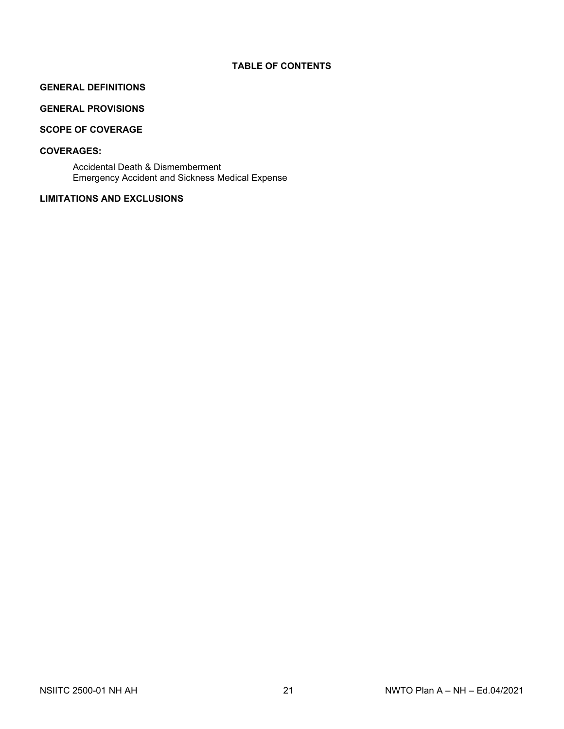## TABLE OF CONTENTS

**GENERAL DEFINITIONS**

**GENERAL PROVISIONS**

**SCOPE OF COVERAGE**

**COVERAGES:**

- Accidental Death & Dismemberment
- Emergency Accident and Sickness Medical Expense

**LIMITATIONS AND EXCLUSIONS**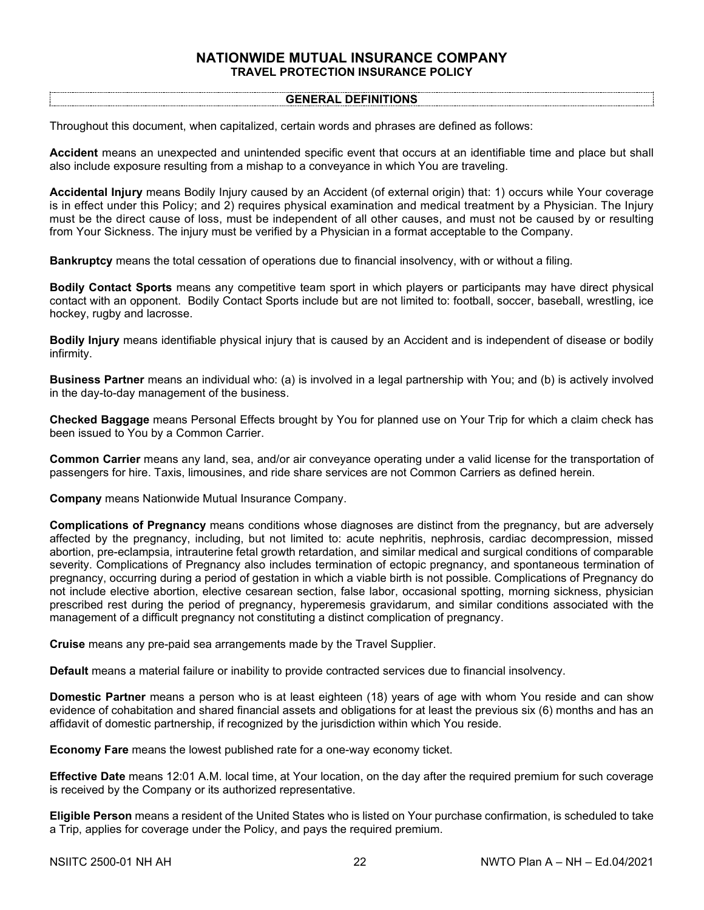# NATIONWIDE MUTUAL INSURANCE COMPANY
## TRAVEL PROTECTION INSURANCE POLICY

### GENERAL DEFINITIONS

Throughout this document, when capitalized, certain words and phrases are defined as follows:

**Accident** means an unexpected and unintended specific event that occurs at an identifiable time and place but shall also include exposure resulting from a mishap to a conveyance in which You are traveling.

**Accidental Injury** means Bodily Injury caused by an Accident (of external origin) that: 1) occurs while Your coverage is in effect under this Policy; and 2) requires physical examination and medical treatment by a Physician. The Injury must be the direct cause of loss, must be independent of all other causes, and must not be caused by or resulting from Your Sickness. The injury must be verified by a Physician in a format acceptable to the Company.

**Bankruptcy** means the total cessation of operations due to financial insolvency, with or without a filing.

**Bodily Contact Sports** means any competitive team sport in which players or participants may have direct physical contact with an opponent. Bodily Contact Sports include but are not limited to: football, soccer, baseball, wrestling, ice hockey, rugby and lacrosse.

**Bodily Injury** means identifiable physical injury that is caused by an Accident and is independent of disease or bodily infirmity.

**Business Partner** means an individual who: (a) is involved in a legal partnership with You; and (b) is actively involved in the day-to-day management of the business.

**Checked Baggage** means Personal Effects brought by You for planned use on Your Trip for which a claim check has been issued to You by a Common Carrier.

**Common Carrier** means any land, sea, and/or air conveyance operating under a valid license for the transportation of passengers for hire. Taxis, limousines, and ride share services are not Common Carriers as defined herein.

**Company** means Nationwide Mutual Insurance Company.

**Complications of Pregnancy** means conditions whose diagnoses are distinct from the pregnancy, but are adversely affected by the pregnancy, including, but not limited to: acute nephritis, nephrosis, cardiac decompression, missed abortion, pre-eclampsia, intrauterine fetal growth retardation, and similar medical and surgical conditions of comparable severity. Complications of Pregnancy also includes termination of ectopic pregnancy, and spontaneous termination of pregnancy, occurring during a period of gestation in which a viable birth is not possible. Complications of Pregnancy do not include elective abortion, elective cesarean section, false labor, occasional spotting, morning sickness, physician prescribed rest during the period of pregnancy, hyperemesis gravidarum, and similar conditions associated with the management of a difficult pregnancy not constituting a distinct complication of pregnancy.

**Cruise** means any pre-paid sea arrangements made by the Travel Supplier.

**Default** means a material failure or inability to provide contracted services due to financial insolvency.

**Domestic Partner** means a person who is at least eighteen (18) years of age with whom You reside and can show evidence of cohabitation and shared financial assets and obligations for at least the previous six (6) months and has an affidavit of domestic partnership, if recognized by the jurisdiction within which You reside.

**Economy Fare** means the lowest published rate for a one-way economy ticket.

**Effective Date** means 12:01 A.M. local time, at Your location, on the day after the required premium for such coverage is received by the Company or its authorized representative.

**Eligible Person** means a resident of the United States who is listed on Your purchase confirmation, is scheduled to take a Trip, applies for coverage under the Policy, and pays the required premium.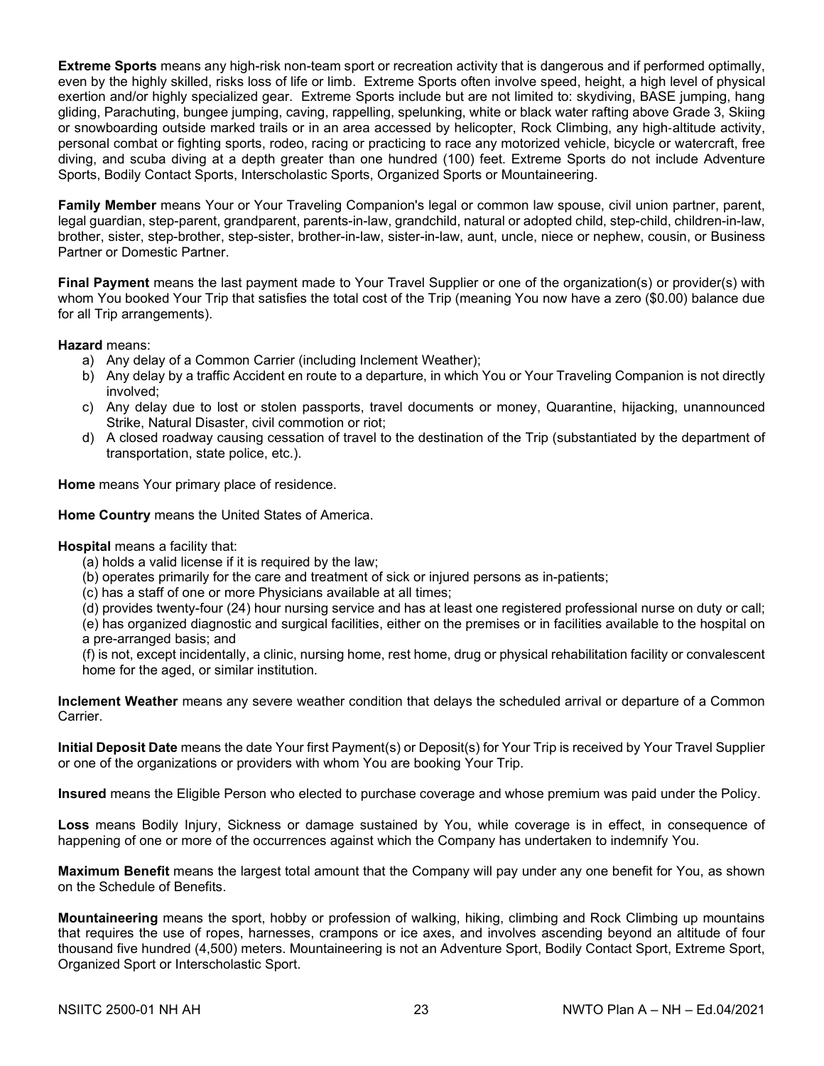**Extreme Sports** means any high-risk non-team sport or recreation activity that is dangerous and if performed optimally, even by the highly skilled, risks loss of life or limb. Extreme Sports often involve speed, height, a high level of physical exertion and/or highly specialized gear. Extreme Sports include but are not limited to: skydiving, BASE jumping, hang gliding, Parachuting, bungee jumping, caving, rappelling, spelunking, white or black water rafting above Grade 3, Skiing or snowboarding outside marked trails or in an area accessed by helicopter, Rock Climbing, any high-altitude activity, personal combat or fighting sports, rodeo, racing or practicing to race any motorized vehicle, bicycle or watercraft, free diving, and scuba diving at a depth greater than one hundred (100) feet. Extreme Sports do not include Adventure Sports, Bodily Contact Sports, Interscholastic Sports, Organized Sports or Mountaineering.

**Family Member** means Your or Your Traveling Companion's legal or common law spouse, civil union partner, parent, legal guardian, step-parent, grandparent, parents-in-law, grandchild, natural or adopted child, step-child, children-in-law, brother, sister, step-brother, step-sister, brother-in-law, sister-in-law, aunt, uncle, niece or nephew, cousin, or Business Partner or Domestic Partner.

**Final Payment** means the last payment made to Your Travel Supplier or one of the organization(s) or provider(s) with whom You booked Your Trip that satisfies the total cost of the Trip (meaning You now have a zero ($0.00) balance due for all Trip arrangements).

**Hazard** means:

a) Any delay of a Common Carrier (including Inclement Weather);
b) Any delay by a traffic Accident en route to a departure, in which You or Your Traveling Companion is not directly involved;
c) Any delay due to lost or stolen passports, travel documents or money, Quarantine, hijacking, unannounced Strike, Natural Disaster, civil commotion or riot;
d) A closed roadway causing cessation of travel to the destination of the Trip (substantiated by the department of transportation, state police, etc.).

**Home** means Your primary place of residence.

**Home Country** means the United States of America.

**Hospital** means a facility that:

(a) holds a valid license if it is required by the law;
(b) operates primarily for the care and treatment of sick or injured persons as in-patients;
(c) has a staff of one or more Physicians available at all times;
(d) provides twenty-four (24) hour nursing service and has at least one registered professional nurse on duty or call;
(e) has organized diagnostic and surgical facilities, either on the premises or in facilities available to the hospital on a pre-arranged basis; and
(f) is not, except incidentally, a clinic, nursing home, rest home, drug or physical rehabilitation facility or convalescent home for the aged, or similar institution.

**Inclement Weather** means any severe weather condition that delays the scheduled arrival or departure of a Common Carrier.

**Initial Deposit Date** means the date Your first Payment(s) or Deposit(s) for Your Trip is received by Your Travel Supplier or one of the organizations or providers with whom You are booking Your Trip.

**Insured** means the Eligible Person who elected to purchase coverage and whose premium was paid under the Policy.

**Loss** means Bodily Injury, Sickness or damage sustained by You, while coverage is in effect, in consequence of happening of one or more of the occurrences against which the Company has undertaken to indemnify You.

**Maximum Benefit** means the largest total amount that the Company will pay under any one benefit for You, as shown on the Schedule of Benefits.

**Mountaineering** means the sport, hobby or profession of walking, hiking, climbing and Rock Climbing up mountains that requires the use of ropes, harnesses, crampons or ice axes, and involves ascending beyond an altitude of four thousand five hundred (4,500) meters. Mountaineering is not an Adventure Sport, Bodily Contact Sport, Extreme Sport, Organized Sport or Interscholastic Sport.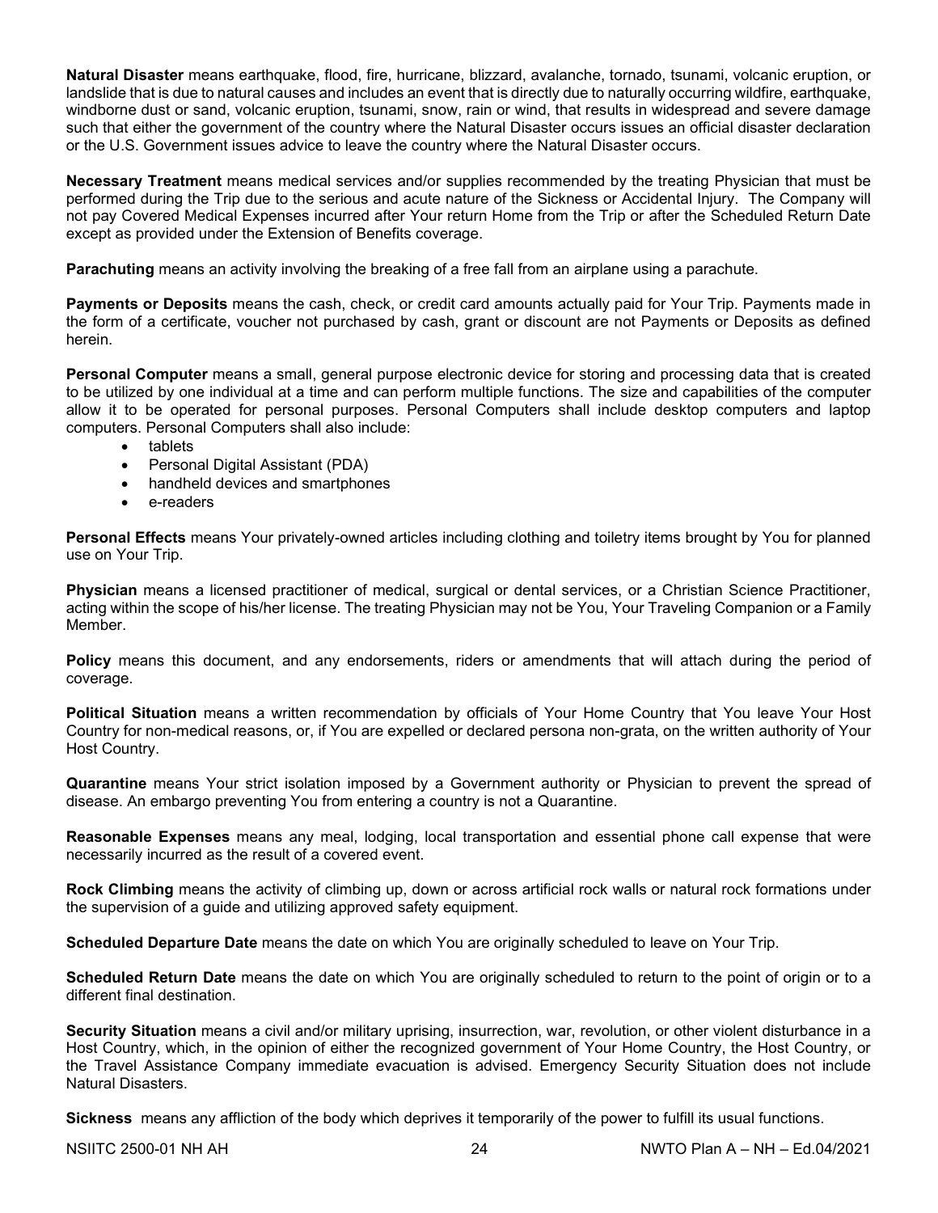**Natural Disaster** means earthquake, flood, fire, hurricane, blizzard, avalanche, tornado, tsunami, volcanic eruption, or landslide that is due to natural causes and includes an event that is directly due to naturally occurring wildfire, earthquake, windborne dust or sand, volcanic eruption, tsunami, snow, rain or wind, that results in widespread and severe damage such that either the government of the country where the Natural Disaster occurs issues an official disaster declaration or the U.S. Government issues advice to leave the country where the Natural Disaster occurs.

**Necessary Treatment** means medical services and/or supplies recommended by the treating Physician that must be performed during the Trip due to the serious and acute nature of the Sickness or Accidental Injury. The Company will not pay Covered Medical Expenses incurred after Your return Home from the Trip or after the Scheduled Return Date except as provided under the Extension of Benefits coverage.

**Parachuting** means an activity involving the breaking of a free fall from an airplane using a parachute.

**Payments or Deposits** means the cash, check, or credit card amounts actually paid for Your Trip. Payments made in the form of a certificate, voucher not purchased by cash, grant or discount are not Payments or Deposits as defined herein.

**Personal Computer** means a small, general purpose electronic device for storing and processing data that is created to be utilized by one individual at a time and can perform multiple functions. The size and capabilities of the computer allow it to be operated for personal purposes. Personal Computers shall include desktop computers and laptop computers. Personal Computers shall also include:

- tablets
- Personal Digital Assistant (PDA)
- handheld devices and smartphones
- e-readers

**Personal Effects** means Your privately-owned articles including clothing and toiletry items brought by You for planned use on Your Trip.

**Physician** means a licensed practitioner of medical, surgical or dental services, or a Christian Science Practitioner, acting within the scope of his/her license. The treating Physician may not be You, Your Traveling Companion or a Family Member.

**Policy** means this document, and any endorsements, riders or amendments that will attach during the period of coverage.

**Political Situation** means a written recommendation by officials of Your Home Country that You leave Your Host Country for non-medical reasons, or, if You are expelled or declared persona non-grata, on the written authority of Your Host Country.

**Quarantine** means Your strict isolation imposed by a Government authority or Physician to prevent the spread of disease. An embargo preventing You from entering a country is not a Quarantine.

**Reasonable Expenses** means any meal, lodging, local transportation and essential phone call expense that were necessarily incurred as the result of a covered event.

**Rock Climbing** means the activity of climbing up, down or across artificial rock walls or natural rock formations under the supervision of a guide and utilizing approved safety equipment.

**Scheduled Departure Date** means the date on which You are originally scheduled to leave on Your Trip.

**Scheduled Return Date** means the date on which You are originally scheduled to return to the point of origin or to a different final destination.

**Security Situation** means a civil and/or military uprising, insurrection, war, revolution, or other violent disturbance in a Host Country, which, in the opinion of either the recognized government of Your Home Country, the Host Country, or the Travel Assistance Company immediate evacuation is advised. Emergency Security Situation does not include Natural Disasters.

**Sickness** means any affliction of the body which deprives it temporarily of the power to fulfill its usual functions.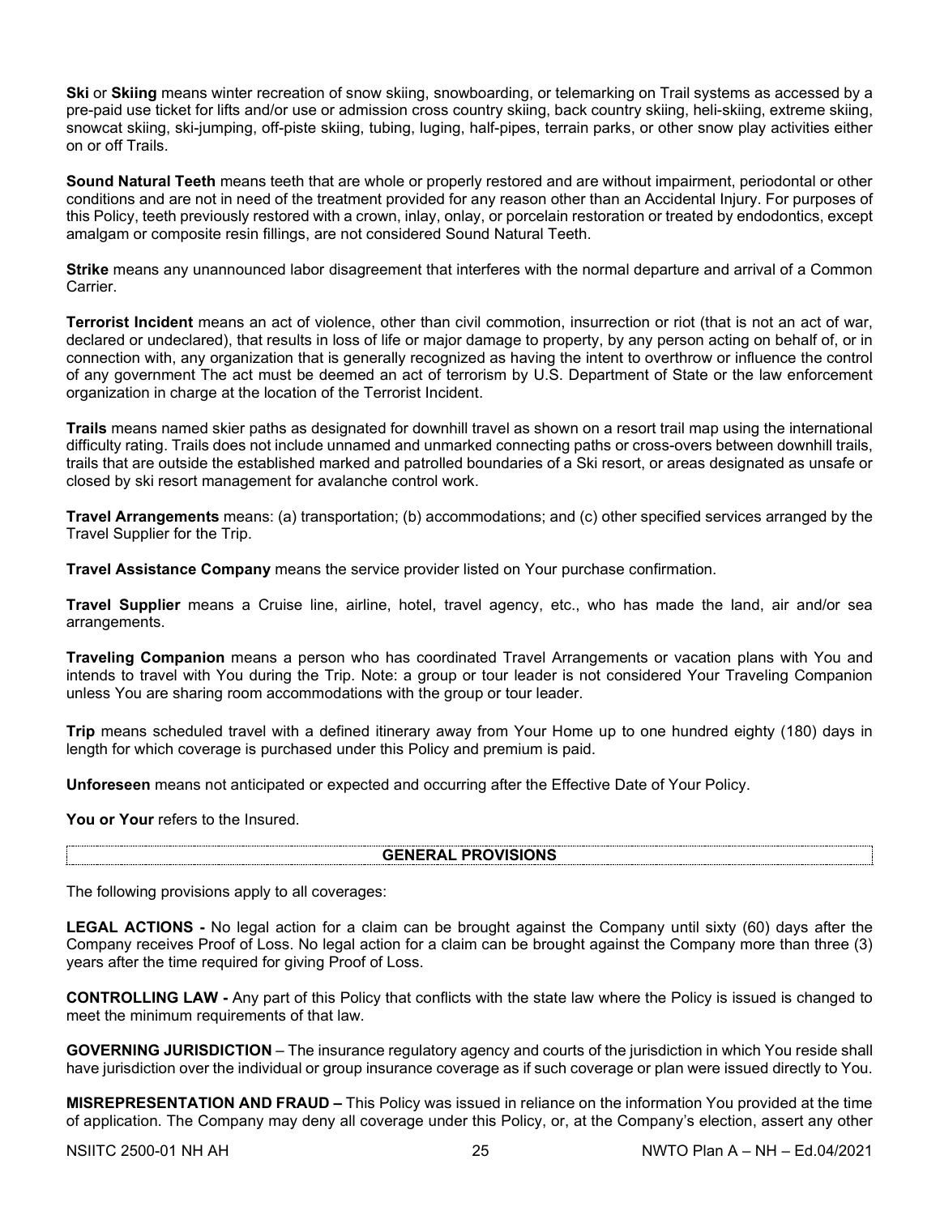**Ski** or **Skiing** means winter recreation of snow skiing, snowboarding, or telemarking on Trail systems as accessed by a pre-paid use ticket for lifts and/or use or admission cross country skiing, back country skiing, heli-skiing, extreme skiing, snowcat skiing, ski-jumping, off-piste skiing, tubing, luging, half-pipes, terrain parks, or other snow play activities either on or off Trails.

**Sound Natural Teeth** means teeth that are whole or properly restored and are without impairment, periodontal or other conditions and are not in need of the treatment provided for any reason other than an Accidental Injury. For purposes of this Policy, teeth previously restored with a crown, inlay, onlay, or porcelain restoration or treated by endodontics, except amalgam or composite resin fillings, are not considered Sound Natural Teeth.

**Strike** means any unannounced labor disagreement that interferes with the normal departure and arrival of a Common Carrier.

**Terrorist Incident** means an act of violence, other than civil commotion, insurrection or riot (that is not an act of war, declared or undeclared), that results in loss of life or major damage to property, by any person acting on behalf of, or in connection with, any organization that is generally recognized as having the intent to overthrow or influence the control of any government The act must be deemed an act of terrorism by U.S. Department of State or the law enforcement organization in charge at the location of the Terrorist Incident.

**Trails** means named skier paths as designated for downhill travel as shown on a resort trail map using the international difficulty rating. Trails does not include unnamed and unmarked connecting paths or cross-overs between downhill trails, trails that are outside the established marked and patrolled boundaries of a Ski resort, or areas designated as unsafe or closed by ski resort management for avalanche control work.

**Travel Arrangements** means: (a) transportation; (b) accommodations; and (c) other specified services arranged by the Travel Supplier for the Trip.

**Travel Assistance Company** means the service provider listed on Your purchase confirmation.

**Travel Supplier** means a Cruise line, airline, hotel, travel agency, etc., who has made the land, air and/or sea arrangements.

**Traveling Companion** means a person who has coordinated Travel Arrangements or vacation plans with You and intends to travel with You during the Trip. Note: a group or tour leader is not considered Your Traveling Companion unless You are sharing room accommodations with the group or tour leader.

**Trip** means scheduled travel with a defined itinerary away from Your Home up to one hundred eighty (180) days in length for which coverage is purchased under this Policy and premium is paid.

**Unforeseen** means not anticipated or expected and occurring after the Effective Date of Your Policy.

**You or Your** refers to the Insured.

## GENERAL PROVISIONS

The following provisions apply to all coverages:

**LEGAL ACTIONS -** No legal action for a claim can be brought against the Company until sixty (60) days after the Company receives Proof of Loss. No legal action for a claim can be brought against the Company more than three (3) years after the time required for giving Proof of Loss.

**CONTROLLING LAW -** Any part of this Policy that conflicts with the state law where the Policy is issued is changed to meet the minimum requirements of that law.

**GOVERNING JURISDICTION** – The insurance regulatory agency and courts of the jurisdiction in which You reside shall have jurisdiction over the individual or group insurance coverage as if such coverage or plan were issued directly to You.

**MISREPRESENTATION AND FRAUD –** This Policy was issued in reliance on the information You provided at the time of application. The Company may deny all coverage under this Policy, or, at the Company's election, assert any other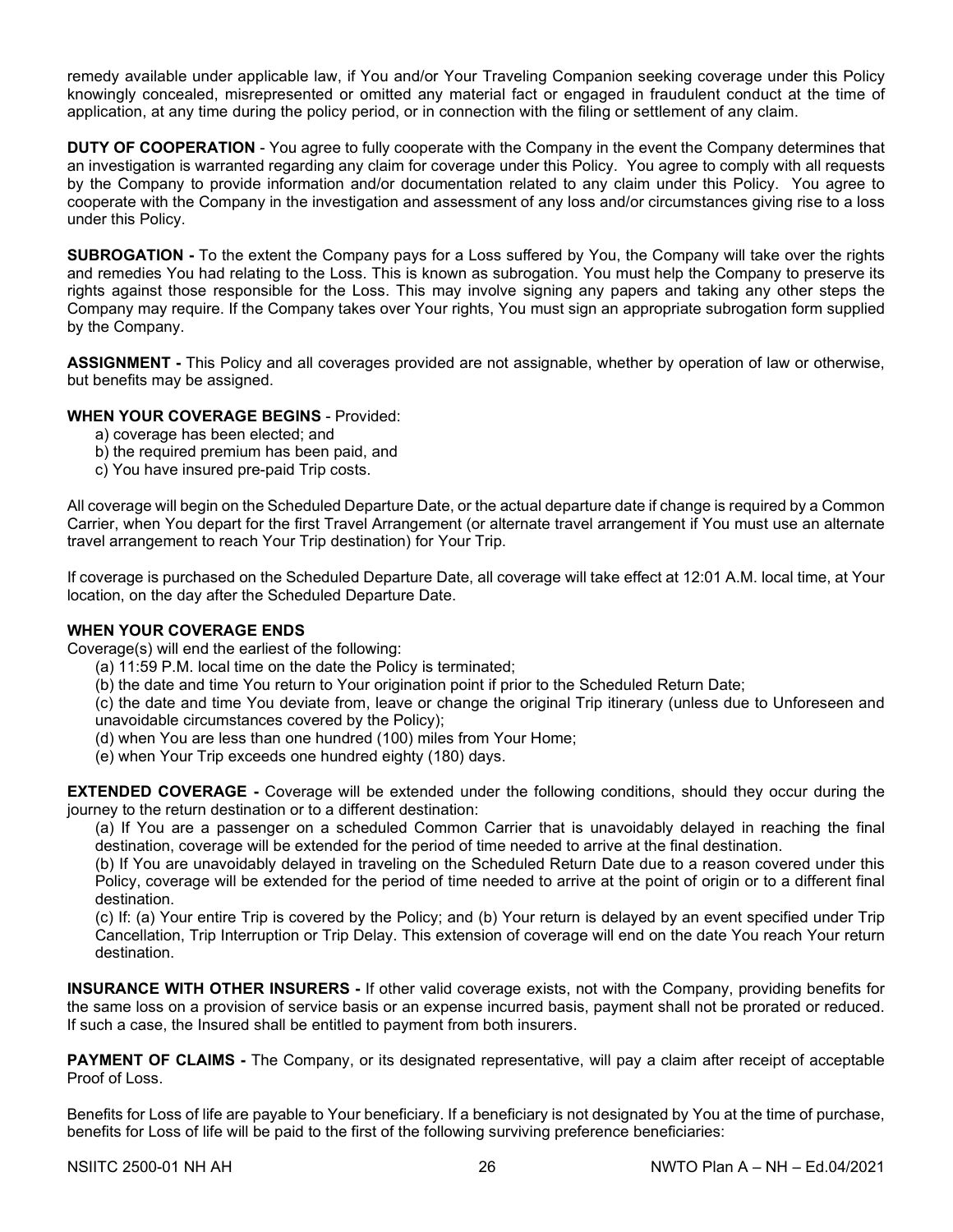remedy available under applicable law, if You and/or Your Traveling Companion seeking coverage under this Policy knowingly concealed, misrepresented or omitted any material fact or engaged in fraudulent conduct at the time of application, at any time during the policy period, or in connection with the filing or settlement of any claim.

**DUTY OF COOPERATION** - You agree to fully cooperate with the Company in the event the Company determines that an investigation is warranted regarding any claim for coverage under this Policy. You agree to comply with all requests by the Company to provide information and/or documentation related to any claim under this Policy. You agree to cooperate with the Company in the investigation and assessment of any loss and/or circumstances giving rise to a loss under this Policy.

**SUBROGATION -** To the extent the Company pays for a Loss suffered by You, the Company will take over the rights and remedies You had relating to the Loss. This is known as subrogation. You must help the Company to preserve its rights against those responsible for the Loss. This may involve signing any papers and taking any other steps the Company may require. If the Company takes over Your rights, You must sign an appropriate subrogation form supplied by the Company.

**ASSIGNMENT -** This Policy and all coverages provided are not assignable, whether by operation of law or otherwise, but benefits may be assigned.

**WHEN YOUR COVERAGE BEGINS** - Provided:

a) coverage has been elected; and
b) the required premium has been paid, and
c) You have insured pre-paid Trip costs.

All coverage will begin on the Scheduled Departure Date, or the actual departure date if change is required by a Common Carrier, when You depart for the first Travel Arrangement (or alternate travel arrangement if You must use an alternate travel arrangement to reach Your Trip destination) for Your Trip.

If coverage is purchased on the Scheduled Departure Date, all coverage will take effect at 12:01 A.M. local time, at Your location, on the day after the Scheduled Departure Date.

**WHEN YOUR COVERAGE ENDS**

Coverage(s) will end the earliest of the following:

(a) 11:59 P.M. local time on the date the Policy is terminated;
(b) the date and time You return to Your origination point if prior to the Scheduled Return Date;
(c) the date and time You deviate from, leave or change the original Trip itinerary (unless due to Unforeseen and unavoidable circumstances covered by the Policy);
(d) when You are less than one hundred (100) miles from Your Home;
(e) when Your Trip exceeds one hundred eighty (180) days.

**EXTENDED COVERAGE -** Coverage will be extended under the following conditions, should they occur during the journey to the return destination or to a different destination:

(a) If You are a passenger on a scheduled Common Carrier that is unavoidably delayed in reaching the final destination, coverage will be extended for the period of time needed to arrive at the final destination.
(b) If You are unavoidably delayed in traveling on the Scheduled Return Date due to a reason covered under this Policy, coverage will be extended for the period of time needed to arrive at the point of origin or to a different final destination.
(c) If: (a) Your entire Trip is covered by the Policy; and (b) Your return is delayed by an event specified under Trip Cancellation, Trip Interruption or Trip Delay. This extension of coverage will end on the date You reach Your return destination.

**INSURANCE WITH OTHER INSURERS -** If other valid coverage exists, not with the Company, providing benefits for the same loss on a provision of service basis or an expense incurred basis, payment shall not be prorated or reduced. If such a case, the Insured shall be entitled to payment from both insurers.

**PAYMENT OF CLAIMS -** The Company, or its designated representative, will pay a claim after receipt of acceptable Proof of Loss.

Benefits for Loss of life are payable to Your beneficiary. If a beneficiary is not designated by You at the time of purchase, benefits for Loss of life will be paid to the first of the following surviving preference beneficiaries: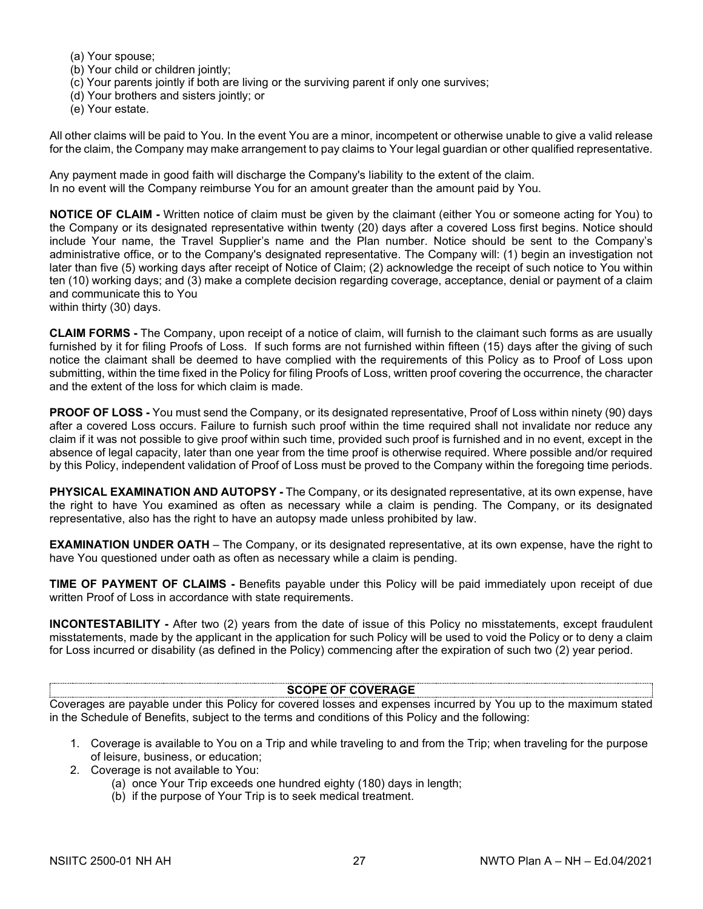(a) Your spouse;
(b) Your child or children jointly;
(c) Your parents jointly if both are living or the surviving parent if only one survives;
(d) Your brothers and sisters jointly; or
(e) Your estate.

All other claims will be paid to You. In the event You are a minor, incompetent or otherwise unable to give a valid release for the claim, the Company may make arrangement to pay claims to Your legal guardian or other qualified representative.

Any payment made in good faith will discharge the Company's liability to the extent of the claim.
In no event will the Company reimburse You for an amount greater than the amount paid by You.

**NOTICE OF CLAIM -** Written notice of claim must be given by the claimant (either You or someone acting for You) to the Company or its designated representative within twenty (20) days after a covered Loss first begins. Notice should include Your name, the Travel Supplier's name and the Plan number. Notice should be sent to the Company's administrative office, or to the Company's designated representative. The Company will: (1) begin an investigation not later than five (5) working days after receipt of Notice of Claim; (2) acknowledge the receipt of such notice to You within ten (10) working days; and (3) make a complete decision regarding coverage, acceptance, denial or payment of a claim and communicate this to You
within thirty (30) days.

**CLAIM FORMS -** The Company, upon receipt of a notice of claim, will furnish to the claimant such forms as are usually furnished by it for filing Proofs of Loss. If such forms are not furnished within fifteen (15) days after the giving of such notice the claimant shall be deemed to have complied with the requirements of this Policy as to Proof of Loss upon submitting, within the time fixed in the Policy for filing Proofs of Loss, written proof covering the occurrence, the character and the extent of the loss for which claim is made.

**PROOF OF LOSS -** You must send the Company, or its designated representative, Proof of Loss within ninety (90) days after a covered Loss occurs. Failure to furnish such proof within the time required shall not invalidate nor reduce any claim if it was not possible to give proof within such time, provided such proof is furnished and in no event, except in the absence of legal capacity, later than one year from the time proof is otherwise required. Where possible and/or required by this Policy, independent validation of Proof of Loss must be proved to the Company within the foregoing time periods.

**PHYSICAL EXAMINATION AND AUTOPSY -** The Company, or its designated representative, at its own expense, have the right to have You examined as often as necessary while a claim is pending. The Company, or its designated representative, also has the right to have an autopsy made unless prohibited by law.

**EXAMINATION UNDER OATH** – The Company, or its designated representative, at its own expense, have the right to have You questioned under oath as often as necessary while a claim is pending.

**TIME OF PAYMENT OF CLAIMS -** Benefits payable under this Policy will be paid immediately upon receipt of due written Proof of Loss in accordance with state requirements.

**INCONTESTABILITY -** After two (2) years from the date of issue of this Policy no misstatements, except fraudulent misstatements, made by the applicant in the application for such Policy will be used to void the Policy or to deny a claim for Loss incurred or disability (as defined in the Policy) commencing after the expiration of such two (2) year period.

## SCOPE OF COVERAGE

Coverages are payable under this Policy for covered losses and expenses incurred by You up to the maximum stated in the Schedule of Benefits, subject to the terms and conditions of this Policy and the following:

1. Coverage is available to You on a Trip and while traveling to and from the Trip; when traveling for the purpose of leisure, business, or education;
2. Coverage is not available to You:
   (a) once Your Trip exceeds one hundred eighty (180) days in length;
   (b) if the purpose of Your Trip is to seek medical treatment.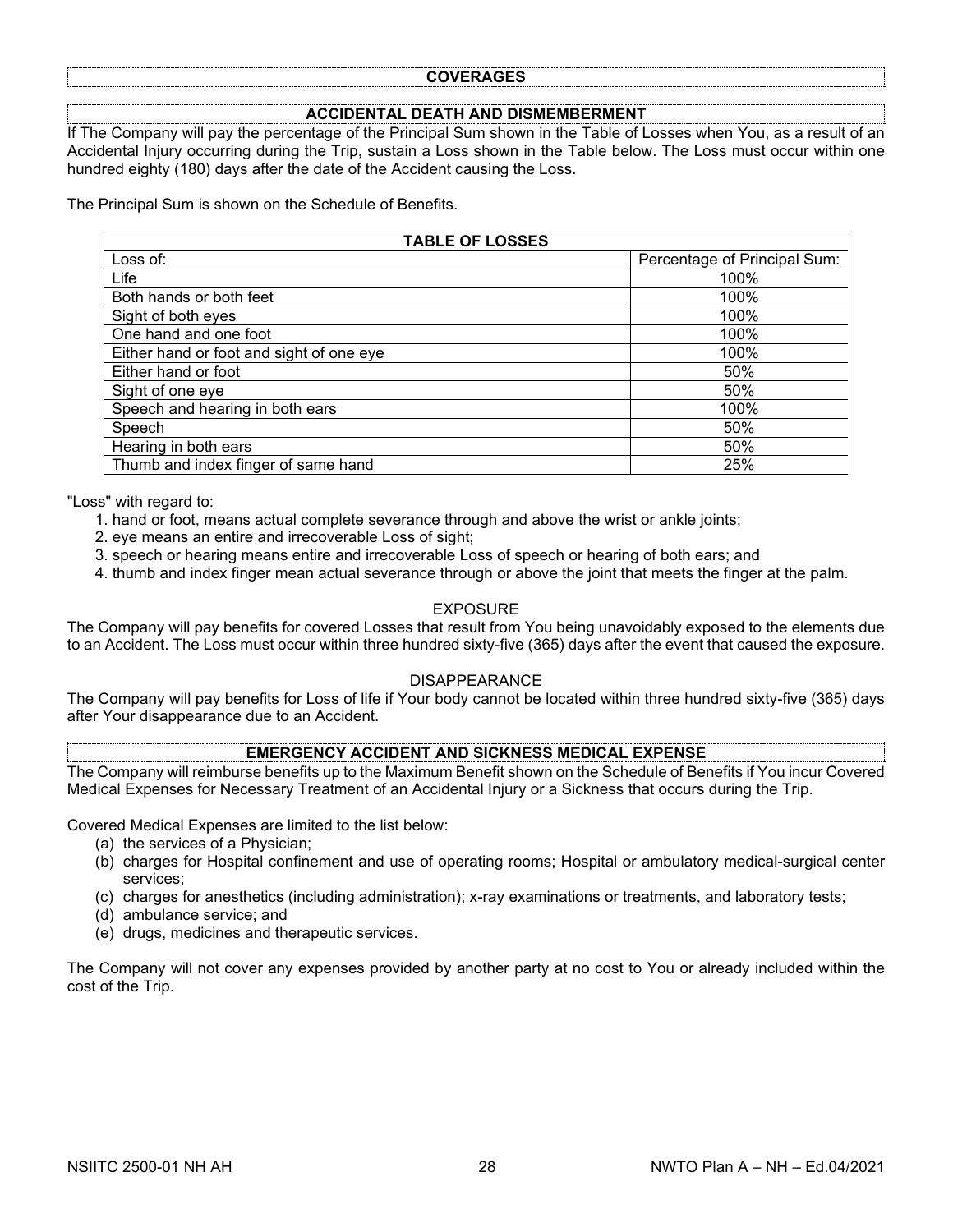## COVERAGES

### ACCIDENTAL DEATH AND DISMEMBERMENT

If The Company will pay the percentage of the Principal Sum shown in the Table of Losses when You, as a result of an Accidental Injury occurring during the Trip, sustain a Loss shown in the Table below. The Loss must occur within one hundred eighty (180) days after the date of the Accident causing the Loss.

The Principal Sum is shown on the Schedule of Benefits.

| TABLE OF LOSSES | |
|---|---|
| Loss of: | Percentage of Principal Sum: |
| Life | 100% |
| Both hands or both feet | 100% |
| Sight of both eyes | 100% |
| One hand and one foot | 100% |
| Either hand or foot and sight of one eye | 100% |
| Either hand or foot | 50% |
| Sight of one eye | 50% |
| Speech and hearing in both ears | 100% |
| Speech | 50% |
| Hearing in both ears | 50% |
| Thumb and index finger of same hand | 25% |

"Loss" with regard to:

1. hand or foot, means actual complete severance through and above the wrist or ankle joints;
2. eye means an entire and irrecoverable Loss of sight;
3. speech or hearing means entire and irrecoverable Loss of speech or hearing of both ears; and
4. thumb and index finger mean actual severance through or above the joint that meets the finger at the palm.

#### EXPOSURE

The Company will pay benefits for covered Losses that result from You being unavoidably exposed to the elements due to an Accident. The Loss must occur within three hundred sixty-five (365) days after the event that caused the exposure.

#### DISAPPEARANCE

The Company will pay benefits for Loss of life if Your body cannot be located within three hundred sixty-five (365) days after Your disappearance due to an Accident.

### EMERGENCY ACCIDENT AND SICKNESS MEDICAL EXPENSE

The Company will reimburse benefits up to the Maximum Benefit shown on the Schedule of Benefits if You incur Covered Medical Expenses for Necessary Treatment of an Accidental Injury or a Sickness that occurs during the Trip.

Covered Medical Expenses are limited to the list below:

(a) the services of a Physician;
(b) charges for Hospital confinement and use of operating rooms; Hospital or ambulatory medical-surgical center services;
(c) charges for anesthetics (including administration); x-ray examinations or treatments, and laboratory tests;
(d) ambulance service; and
(e) drugs, medicines and therapeutic services.

The Company will not cover any expenses provided by another party at no cost to You or already included within the cost of the Trip.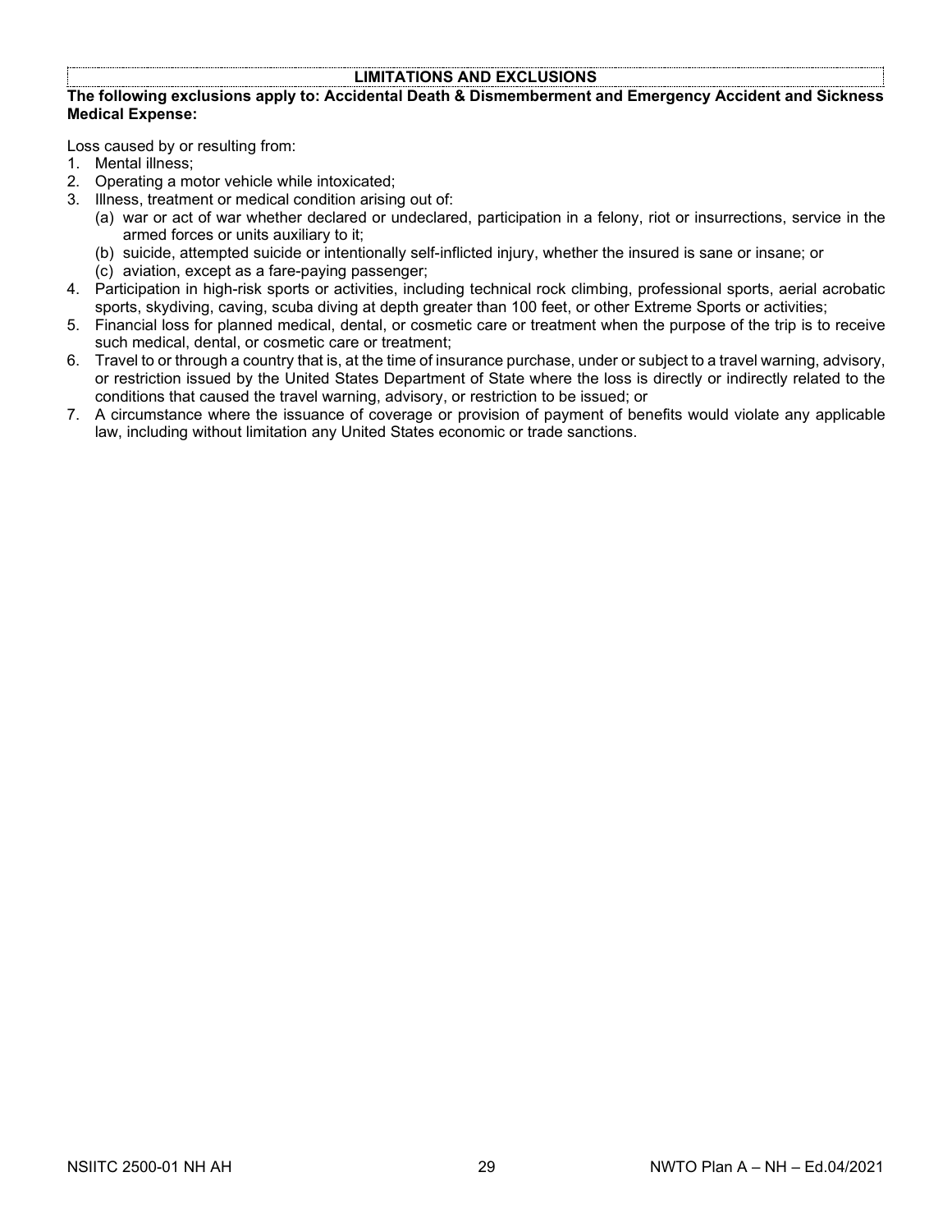## LIMITATIONS AND EXCLUSIONS

**The following exclusions apply to: Accidental Death & Dismemberment and Emergency Accident and Sickness Medical Expense:**

Loss caused by or resulting from:

1. Mental illness;
2. Operating a motor vehicle while intoxicated;
3. Illness, treatment or medical condition arising out of:
   (a) war or act of war whether declared or undeclared, participation in a felony, riot or insurrections, service in the armed forces or units auxiliary to it;
   (b) suicide, attempted suicide or intentionally self-inflicted injury, whether the insured is sane or insane; or
   (c) aviation, except as a fare-paying passenger;
4. Participation in high-risk sports or activities, including technical rock climbing, professional sports, aerial acrobatic sports, skydiving, caving, scuba diving at depth greater than 100 feet, or other Extreme Sports or activities;
5. Financial loss for planned medical, dental, or cosmetic care or treatment when the purpose of the trip is to receive such medical, dental, or cosmetic care or treatment;
6. Travel to or through a country that is, at the time of insurance purchase, under or subject to a travel warning, advisory, or restriction issued by the United States Department of State where the loss is directly or indirectly related to the conditions that caused the travel warning, advisory, or restriction to be issued; or
7. A circumstance where the issuance of coverage or provision of payment of benefits would violate any applicable law, including without limitation any United States economic or trade sanctions.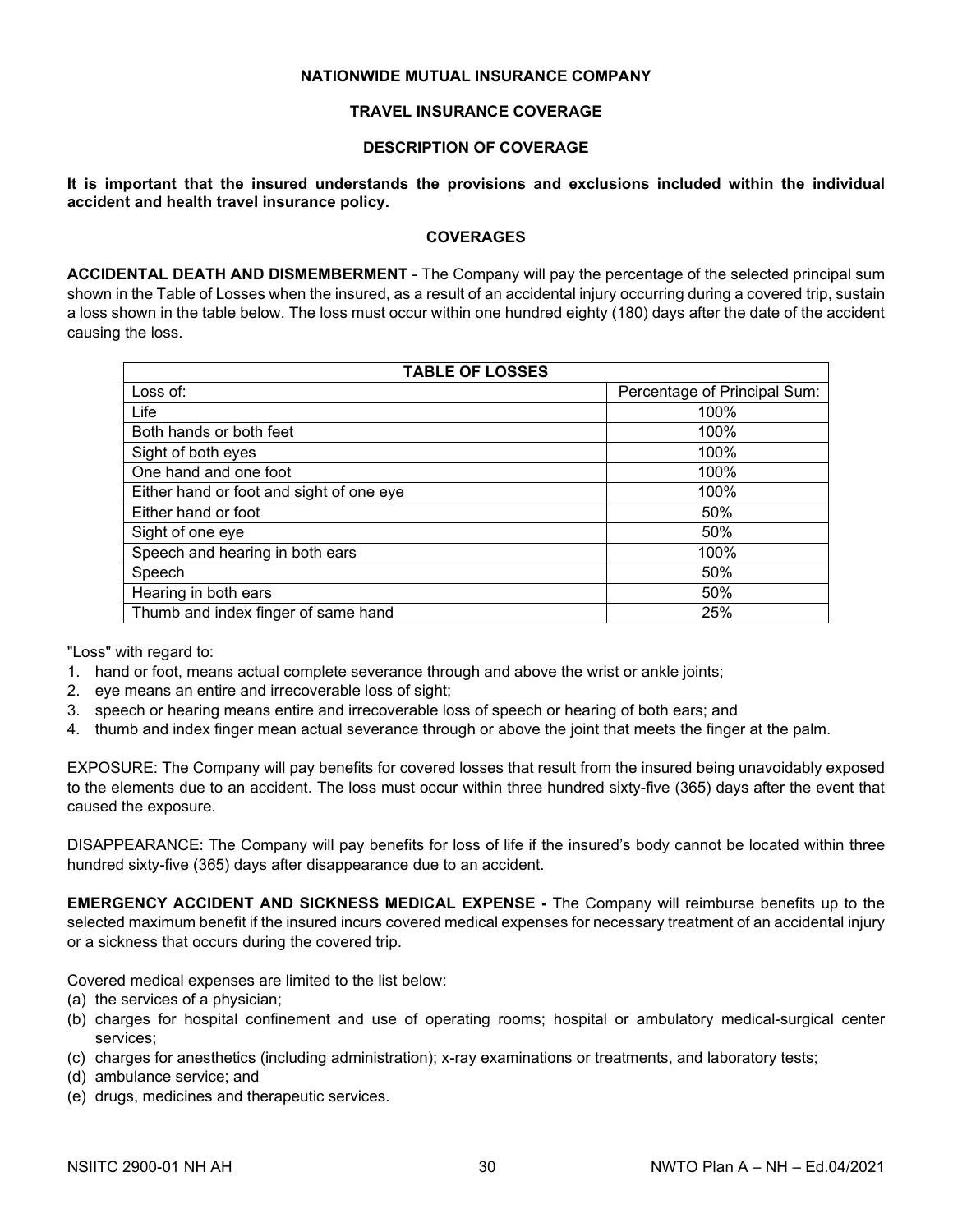**NATIONWIDE MUTUAL INSURANCE COMPANY**

**TRAVEL INSURANCE COVERAGE**

**DESCRIPTION OF COVERAGE**

**It is important that the insured understands the provisions and exclusions included within the individual accident and health travel insurance policy.**

**COVERAGES**

**ACCIDENTAL DEATH AND DISMEMBERMENT** - The Company will pay the percentage of the selected principal sum shown in the Table of Losses when the insured, as a result of an accidental injury occurring during a covered trip, sustain a loss shown in the table below. The loss must occur within one hundred eighty (180) days after the date of the accident causing the loss.

| TABLE OF LOSSES | |
|---|---|
| Loss of: | Percentage of Principal Sum: |
| Life | 100% |
| Both hands or both feet | 100% |
| Sight of both eyes | 100% |
| One hand and one foot | 100% |
| Either hand or foot and sight of one eye | 100% |
| Either hand or foot | 50% |
| Sight of one eye | 50% |
| Speech and hearing in both ears | 100% |
| Speech | 50% |
| Hearing in both ears | 50% |
| Thumb and index finger of same hand | 25% |

"Loss" with regard to:

1. hand or foot, means actual complete severance through and above the wrist or ankle joints;
2. eye means an entire and irrecoverable loss of sight;
3. speech or hearing means entire and irrecoverable loss of speech or hearing of both ears; and
4. thumb and index finger mean actual severance through or above the joint that meets the finger at the palm.

EXPOSURE: The Company will pay benefits for covered losses that result from the insured being unavoidably exposed to the elements due to an accident. The loss must occur within three hundred sixty-five (365) days after the event that caused the exposure.

DISAPPEARANCE: The Company will pay benefits for loss of life if the insured's body cannot be located within three hundred sixty-five (365) days after disappearance due to an accident.

**EMERGENCY ACCIDENT AND SICKNESS MEDICAL EXPENSE -** The Company will reimburse benefits up to the selected maximum benefit if the insured incurs covered medical expenses for necessary treatment of an accidental injury or a sickness that occurs during the covered trip.

Covered medical expenses are limited to the list below:

(a) the services of a physician;
(b) charges for hospital confinement and use of operating rooms; hospital or ambulatory medical-surgical center services;
(c) charges for anesthetics (including administration); x-ray examinations or treatments, and laboratory tests;
(d) ambulance service; and
(e) drugs, medicines and therapeutic services.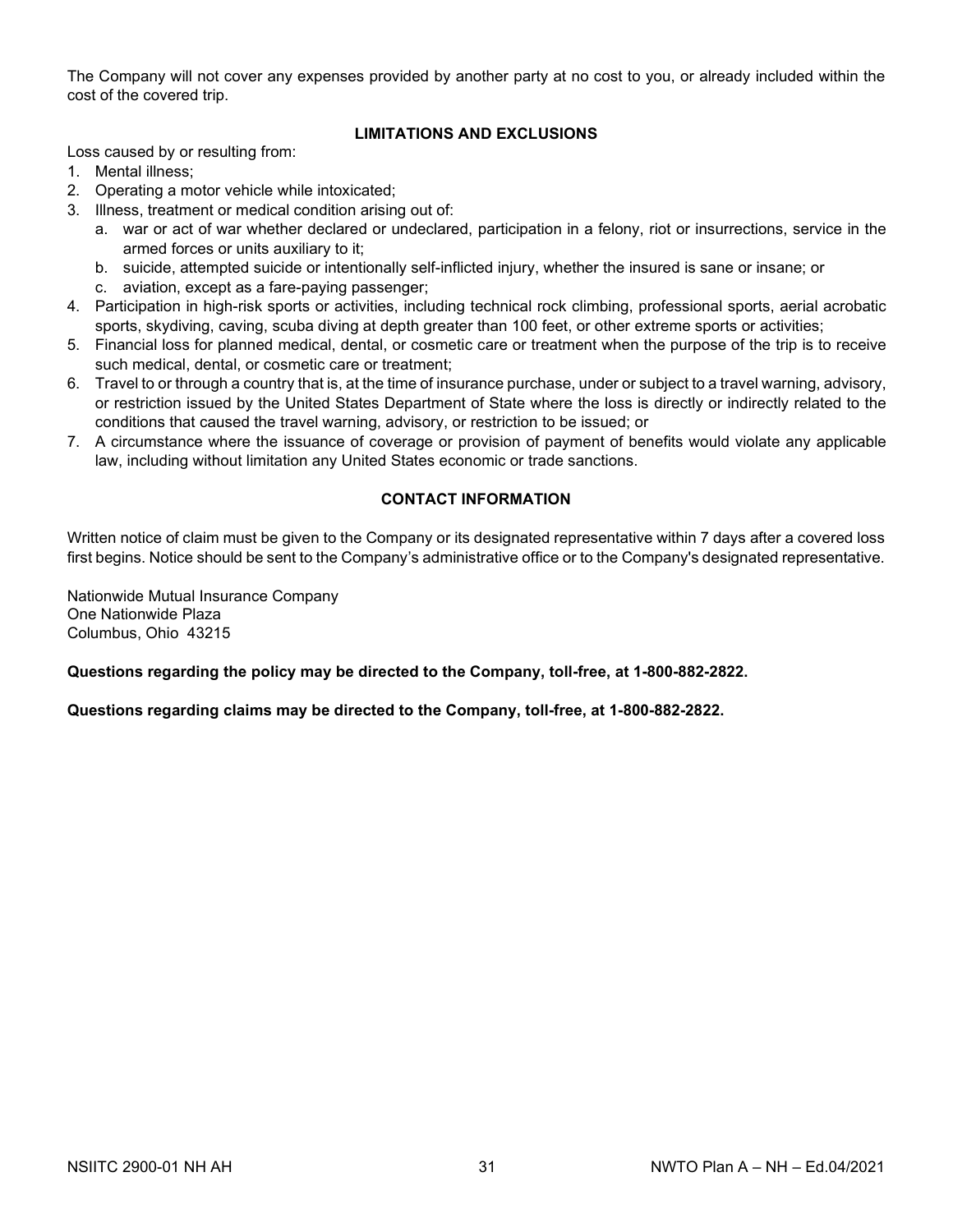The Company will not cover any expenses provided by another party at no cost to you, or already included within the cost of the covered trip.

## LIMITATIONS AND EXCLUSIONS

Loss caused by or resulting from:

1. Mental illness;
2. Operating a motor vehicle while intoxicated;
3. Illness, treatment or medical condition arising out of:
   a. war or act of war whether declared or undeclared, participation in a felony, riot or insurrections, service in the armed forces or units auxiliary to it;
   b. suicide, attempted suicide or intentionally self-inflicted injury, whether the insured is sane or insane; or
   c. aviation, except as a fare-paying passenger;
4. Participation in high-risk sports or activities, including technical rock climbing, professional sports, aerial acrobatic sports, skydiving, caving, scuba diving at depth greater than 100 feet, or other extreme sports or activities;
5. Financial loss for planned medical, dental, or cosmetic care or treatment when the purpose of the trip is to receive such medical, dental, or cosmetic care or treatment;
6. Travel to or through a country that is, at the time of insurance purchase, under or subject to a travel warning, advisory, or restriction issued by the United States Department of State where the loss is directly or indirectly related to the conditions that caused the travel warning, advisory, or restriction to be issued; or
7. A circumstance where the issuance of coverage or provision of payment of benefits would violate any applicable law, including without limitation any United States economic or trade sanctions.

## CONTACT INFORMATION

Written notice of claim must be given to the Company or its designated representative within 7 days after a covered loss first begins. Notice should be sent to the Company's administrative office or to the Company's designated representative.

Nationwide Mutual Insurance Company
One Nationwide Plaza
Columbus, Ohio 43215

**Questions regarding the policy may be directed to the Company, toll-free, at 1-800-882-2822.**

**Questions regarding claims may be directed to the Company, toll-free, at 1-800-882-2822.**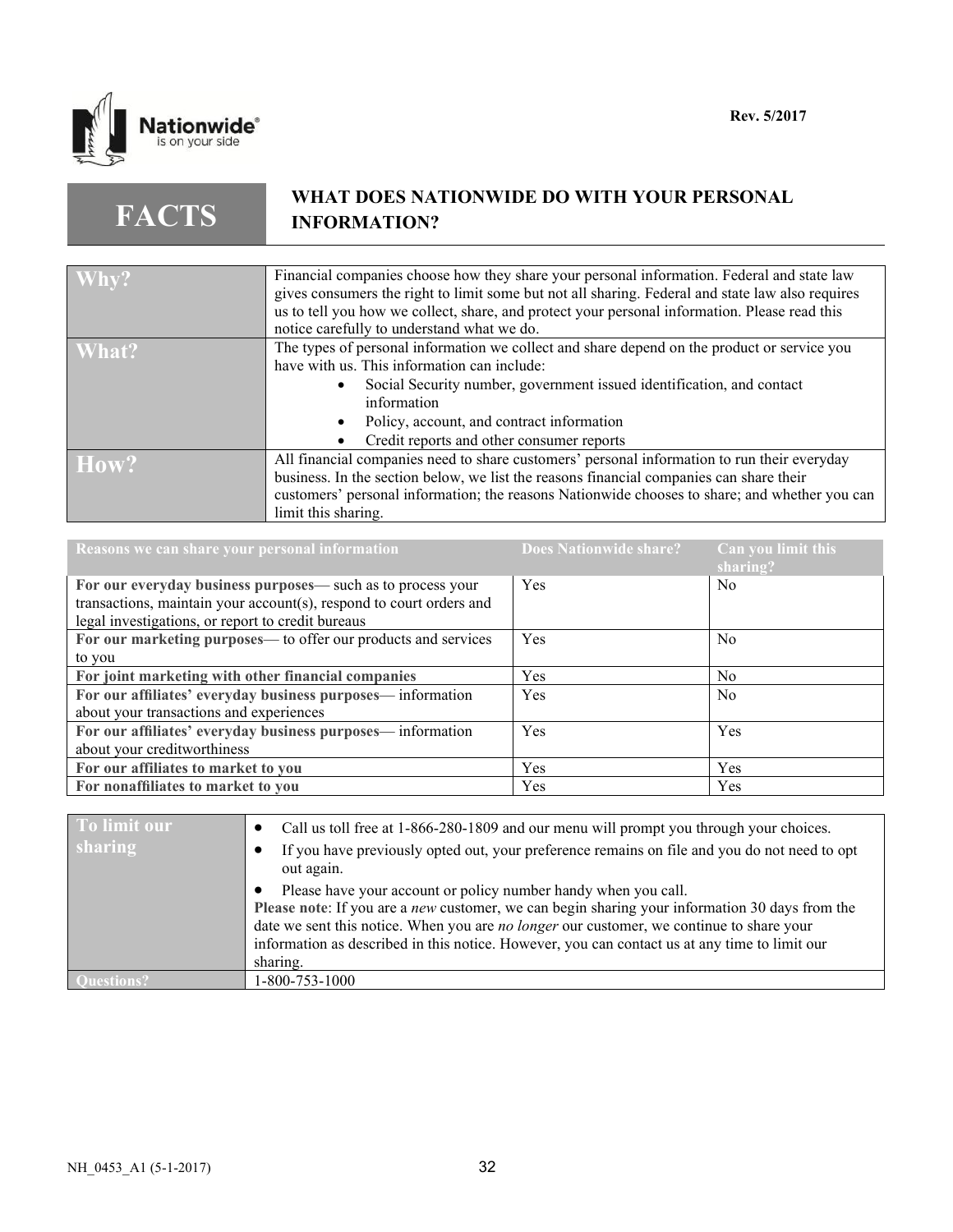Nationwide® is on your side

Rev. 5/2017

# FACTS — WHAT DOES NATIONWIDE DO WITH YOUR PERSONAL INFORMATION?

| | |
|---|---|
| **Why?** | Financial companies choose how they share your personal information. Federal and state law gives consumers the right to limit some but not all sharing. Federal and state law also requires us to tell you how we collect, share, and protect your personal information. Please read this notice carefully to understand what we do. |
| **What?** | The types of personal information we collect and share depend on the product or service you have with us. This information can include: • Social Security number, government issued identification, and contact information • Policy, account, and contract information • Credit reports and other consumer reports |
| **How?** | All financial companies need to share customers' personal information to run their everyday business. In the section below, we list the reasons financial companies can share their customers' personal information; the reasons Nationwide chooses to share; and whether you can limit this sharing. |

| Reasons we can share your personal information | Does Nationwide share? | Can you limit this sharing? |
|---|---|---|
| **For our everyday business purposes**— such as to process your transactions, maintain your account(s), respond to court orders and legal investigations, or report to credit bureaus | Yes | No |
| **For our marketing purposes**— to offer our products and services to you | Yes | No |
| **For joint marketing with other financial companies** | Yes | No |
| **For our affiliates' everyday business purposes**— information about your transactions and experiences | Yes | No |
| **For our affiliates' everyday business purposes**— information about your creditworthiness | Yes | Yes |
| **For our affiliates to market to you** | Yes | Yes |
| **For nonaffiliates to market to you** | Yes | Yes |

| | |
|---|---|
| **To limit our sharing** | • Call us toll free at 1-866-280-1809 and our menu will prompt you through your choices. • If you have previously opted out, your preference remains on file and you do not need to opt out again. • Please have your account or policy number handy when you call. **Please note**: If you are a *new* customer, we can begin sharing your information 30 days from the date we sent this notice. When you are *no longer* our customer, we continue to share your information as described in this notice. However, you can contact us at any time to limit our sharing. |
| **Questions?** | 1-800-753-1000 |

NH_0453_A1 (5-1-2017)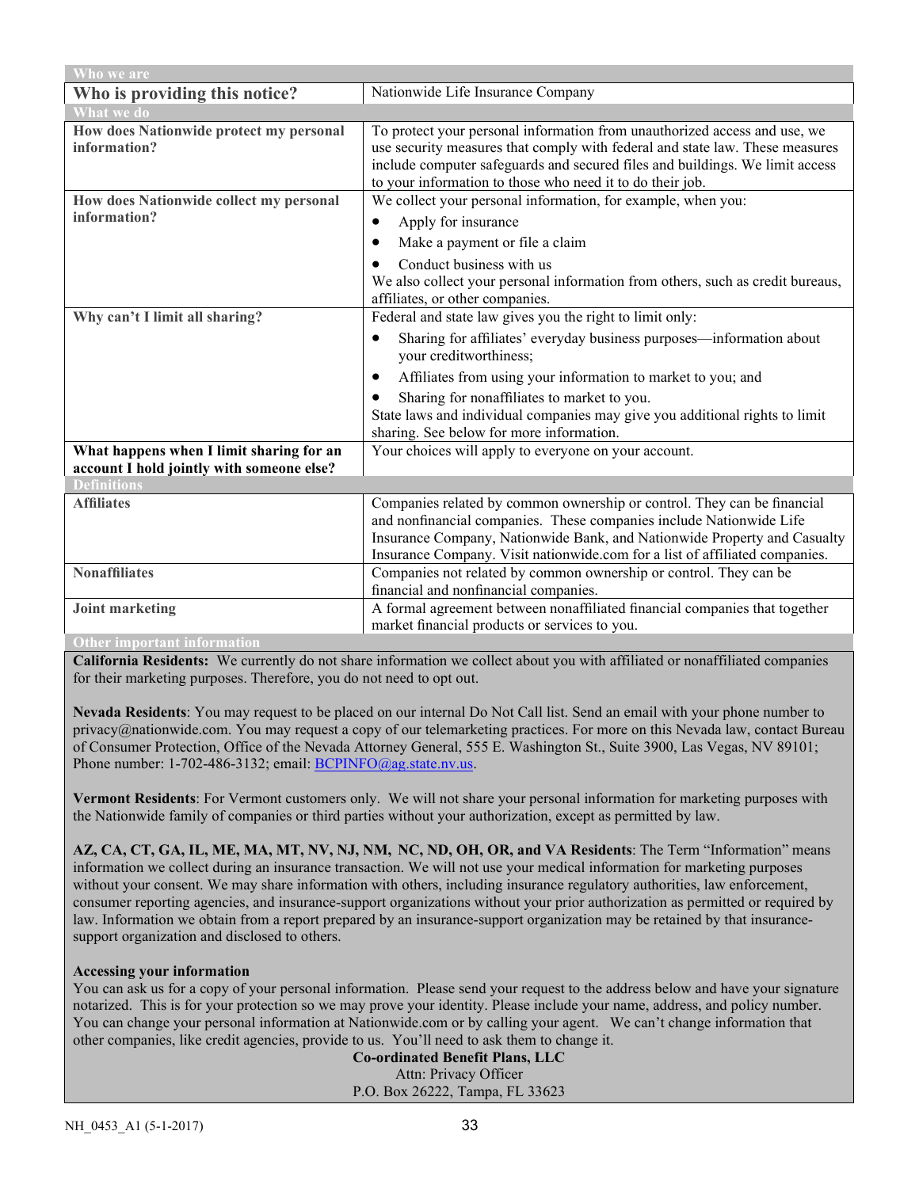| Who we are | |
|---|---|
| **Who is providing this notice?** | Nationwide Life Insurance Company |
| **What we do** | |
| **How does Nationwide protect my personal information?** | To protect your personal information from unauthorized access and use, we use security measures that comply with federal and state law. These measures include computer safeguards and secured files and buildings. We limit access to your information to those who need it to do their job. |
| **How does Nationwide collect my personal information?** | We collect your personal information, for example, when you:<br>• Apply for insurance<br>• Make a payment or file a claim<br>• Conduct business with us<br>We also collect your personal information from others, such as credit bureaus, affiliates, or other companies. |
| **Why can't I limit all sharing?** | Federal and state law gives you the right to limit only:<br>• Sharing for affiliates' everyday business purposes—information about your creditworthiness;<br>• Affiliates from using your information to market to you; and<br>• Sharing for nonaffiliates to market to you.<br>State laws and individual companies may give you additional rights to limit sharing. See below for more information. |
| **What happens when I limit sharing for an account I hold jointly with someone else?** | Your choices will apply to everyone on your account. |
| **Definitions** | |
| **Affiliates** | Companies related by common ownership or control. They can be financial and nonfinancial companies. These companies include Nationwide Life Insurance Company, Nationwide Bank, and Nationwide Property and Casualty Insurance Company. Visit nationwide.com for a list of affiliated companies. |
| **Nonaffiliates** | Companies not related by common ownership or control. They can be financial and nonfinancial companies. |
| **Joint marketing** | A formal agreement between nonaffiliated financial companies that together market financial products or services to you. |

**Other important information**

**California Residents:** We currently do not share information we collect about you with affiliated or nonaffiliated companies for their marketing purposes. Therefore, you do not need to opt out.

**Nevada Residents**: You may request to be placed on our internal Do Not Call list. Send an email with your phone number to privacy@nationwide.com. You may request a copy of our telemarketing practices. For more on this Nevada law, contact Bureau of Consumer Protection, Office of the Nevada Attorney General, 555 E. Washington St., Suite 3900, Las Vegas, NV 89101; Phone number: 1-702-486-3132; email: BCPINFO@ag.state.nv.us.

**Vermont Residents**: For Vermont customers only. We will not share your personal information for marketing purposes with the Nationwide family of companies or third parties without your authorization, except as permitted by law.

**AZ, CA, CT, GA, IL, ME, MA, MT, NV, NJ, NM, NC, ND, OH, OR, and VA Residents**: The Term "Information" means information we collect during an insurance transaction. We will not use your medical information for marketing purposes without your consent. We may share information with others, including insurance regulatory authorities, law enforcement, consumer reporting agencies, and insurance-support organizations without your prior authorization as permitted or required by law. Information we obtain from a report prepared by an insurance-support organization may be retained by that insurance-support organization and disclosed to others.

**Accessing your information**

You can ask us for a copy of your personal information. Please send your request to the address below and have your signature notarized. This is for your protection so we may prove your identity. Please include your name, address, and policy number. You can change your personal information at Nationwide.com or by calling your agent. We can't change information that other companies, like credit agencies, provide to us. You'll need to ask them to change it.

**Co-ordinated Benefit Plans, LLC**
Attn: Privacy Officer
P.O. Box 26222, Tampa, FL 33623

NH_0453_A1 (5-1-2017)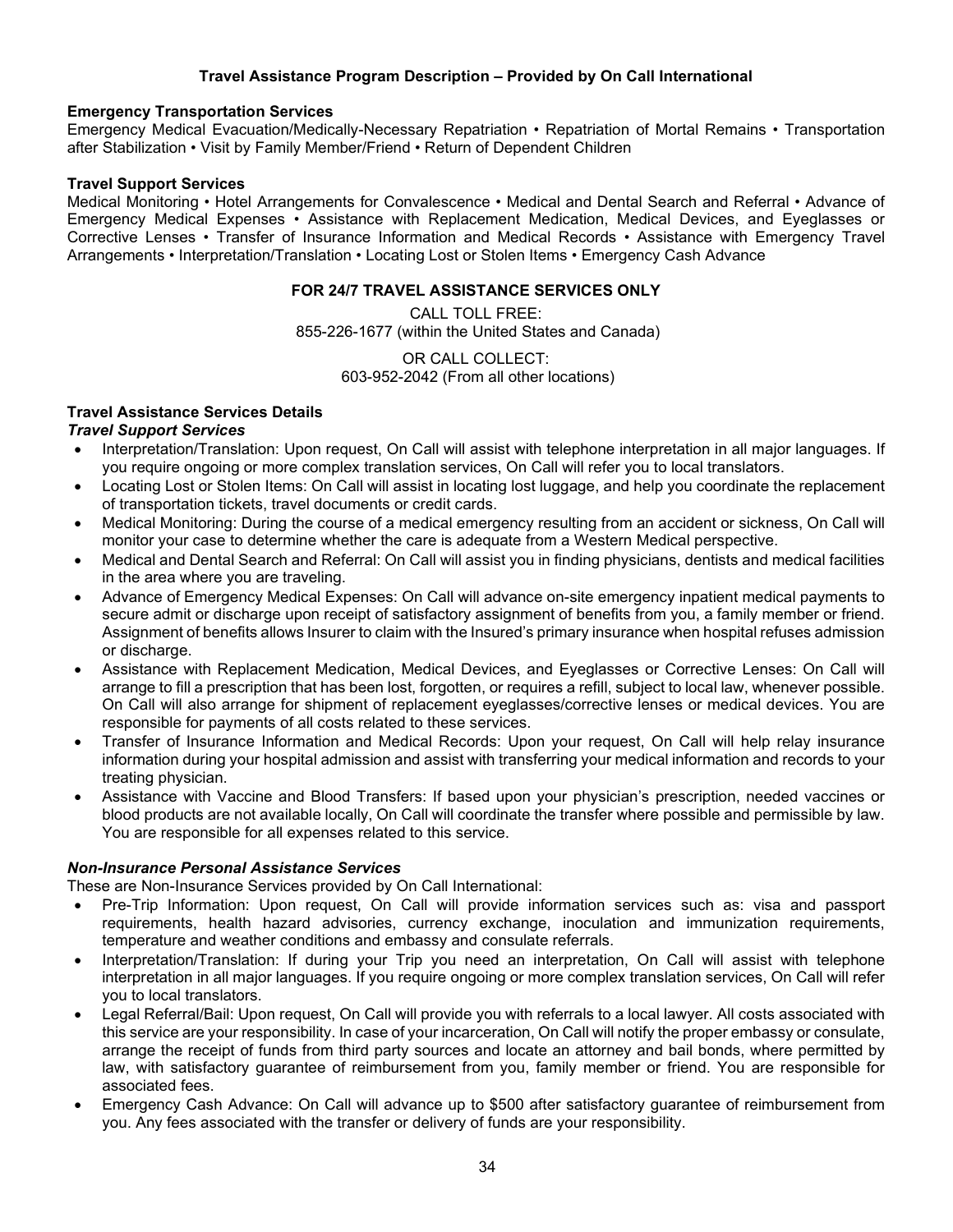## Travel Assistance Program Description – Provided by On Call International

### Emergency Transportation Services

Emergency Medical Evacuation/Medically-Necessary Repatriation • Repatriation of Mortal Remains • Transportation after Stabilization • Visit by Family Member/Friend • Return of Dependent Children

### Travel Support Services

Medical Monitoring • Hotel Arrangements for Convalescence • Medical and Dental Search and Referral • Advance of Emergency Medical Expenses • Assistance with Replacement Medication, Medical Devices, and Eyeglasses or Corrective Lenses • Transfer of Insurance Information and Medical Records • Assistance with Emergency Travel Arrangements • Interpretation/Translation • Locating Lost or Stolen Items • Emergency Cash Advance

**FOR 24/7 TRAVEL ASSISTANCE SERVICES ONLY**

CALL TOLL FREE:
855-226-1677 (within the United States and Canada)

OR CALL COLLECT:
603-952-2042 (From all other locations)

### Travel Assistance Services Details

***Travel Support Services***

- Interpretation/Translation: Upon request, On Call will assist with telephone interpretation in all major languages. If you require ongoing or more complex translation services, On Call will refer you to local translators.
- Locating Lost or Stolen Items: On Call will assist in locating lost luggage, and help you coordinate the replacement of transportation tickets, travel documents or credit cards.
- Medical Monitoring: During the course of a medical emergency resulting from an accident or sickness, On Call will monitor your case to determine whether the care is adequate from a Western Medical perspective.
- Medical and Dental Search and Referral: On Call will assist you in finding physicians, dentists and medical facilities in the area where you are traveling.
- Advance of Emergency Medical Expenses: On Call will advance on-site emergency inpatient medical payments to secure admit or discharge upon receipt of satisfactory assignment of benefits from you, a family member or friend. Assignment of benefits allows Insurer to claim with the Insured's primary insurance when hospital refuses admission or discharge.
- Assistance with Replacement Medication, Medical Devices, and Eyeglasses or Corrective Lenses: On Call will arrange to fill a prescription that has been lost, forgotten, or requires a refill, subject to local law, whenever possible. On Call will also arrange for shipment of replacement eyeglasses/corrective lenses or medical devices. You are responsible for payments of all costs related to these services.
- Transfer of Insurance Information and Medical Records: Upon your request, On Call will help relay insurance information during your hospital admission and assist with transferring your medical information and records to your treating physician.
- Assistance with Vaccine and Blood Transfers: If based upon your physician's prescription, needed vaccines or blood products are not available locally, On Call will coordinate the transfer where possible and permissible by law. You are responsible for all expenses related to this service.

***Non-Insurance Personal Assistance Services***

These are Non-Insurance Services provided by On Call International:

- Pre-Trip Information: Upon request, On Call will provide information services such as: visa and passport requirements, health hazard advisories, currency exchange, inoculation and immunization requirements, temperature and weather conditions and embassy and consulate referrals.
- Interpretation/Translation: If during your Trip you need an interpretation, On Call will assist with telephone interpretation in all major languages. If you require ongoing or more complex translation services, On Call will refer you to local translators.
- Legal Referral/Bail: Upon request, On Call will provide you with referrals to a local lawyer. All costs associated with this service are your responsibility. In case of your incarceration, On Call will notify the proper embassy or consulate, arrange the receipt of funds from third party sources and locate an attorney and bail bonds, where permitted by law, with satisfactory guarantee of reimbursement from you, family member or friend. You are responsible for associated fees.
- Emergency Cash Advance: On Call will advance up to $500 after satisfactory guarantee of reimbursement from you. Any fees associated with the transfer or delivery of funds are your responsibility.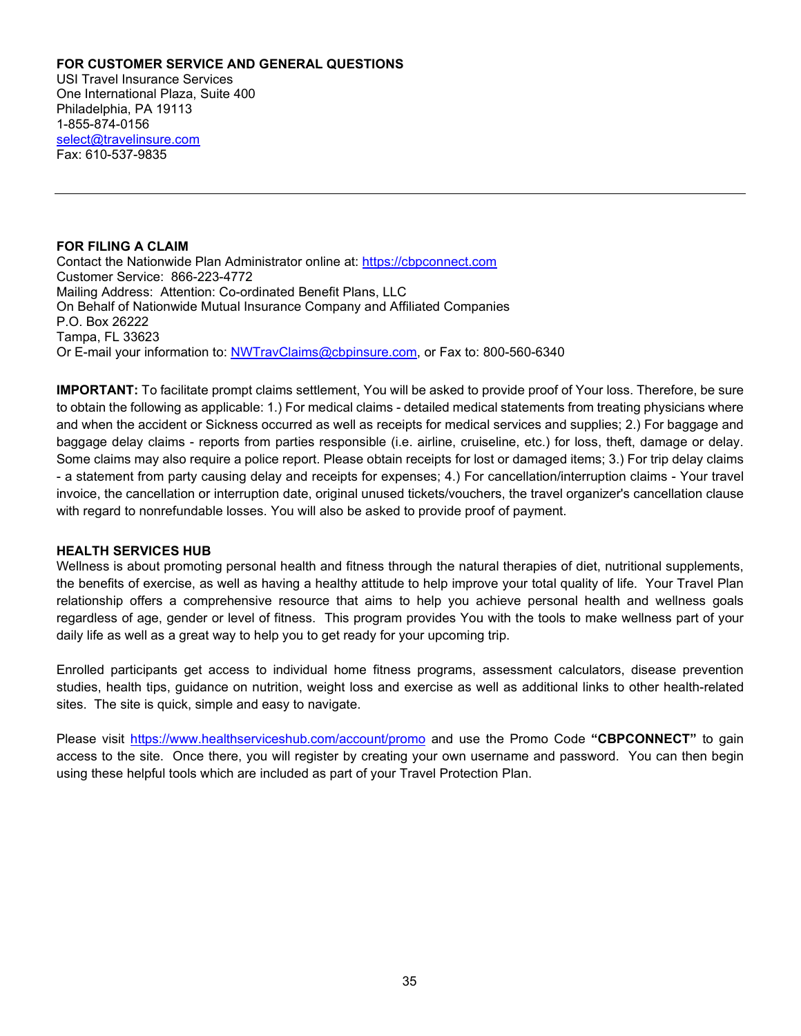**FOR CUSTOMER SERVICE AND GENERAL QUESTIONS**
USI Travel Insurance Services
One International Plaza, Suite 400
Philadelphia, PA 19113
1-855-874-0156
select@travelinsure.com
Fax: 610-537-9835

---

**FOR FILING A CLAIM**
Contact the Nationwide Plan Administrator online at: https://cbpconnect.com
Customer Service: 866-223-4772
Mailing Address: Attention: Co-ordinated Benefit Plans, LLC
On Behalf of Nationwide Mutual Insurance Company and Affiliated Companies
P.O. Box 26222
Tampa, FL 33623
Or E-mail your information to: NWTravClaims@cbpinsure.com, or Fax to: 800-560-6340

**IMPORTANT:** To facilitate prompt claims settlement, You will be asked to provide proof of Your loss. Therefore, be sure to obtain the following as applicable: 1.) For medical claims - detailed medical statements from treating physicians where and when the accident or Sickness occurred as well as receipts for medical services and supplies; 2.) For baggage and baggage delay claims - reports from parties responsible (i.e. airline, cruiseline, etc.) for loss, theft, damage or delay. Some claims may also require a police report. Please obtain receipts for lost or damaged items; 3.) For trip delay claims - a statement from party causing delay and receipts for expenses; 4.) For cancellation/interruption claims - Your travel invoice, the cancellation or interruption date, original unused tickets/vouchers, the travel organizer's cancellation clause with regard to nonrefundable losses. You will also be asked to provide proof of payment.

**HEALTH SERVICES HUB**
Wellness is about promoting personal health and fitness through the natural therapies of diet, nutritional supplements, the benefits of exercise, as well as having a healthy attitude to help improve your total quality of life. Your Travel Plan relationship offers a comprehensive resource that aims to help you achieve personal health and wellness goals regardless of age, gender or level of fitness. This program provides You with the tools to make wellness part of your daily life as well as a great way to help you to get ready for your upcoming trip.

Enrolled participants get access to individual home fitness programs, assessment calculators, disease prevention studies, health tips, guidance on nutrition, weight loss and exercise as well as additional links to other health-related sites. The site is quick, simple and easy to navigate.

Please visit https://www.healthserviceshub.com/account/promo and use the Promo Code **"CBPCONNECT"** to gain access to the site. Once there, you will register by creating your own username and password. You can then begin using these helpful tools which are included as part of your Travel Protection Plan.